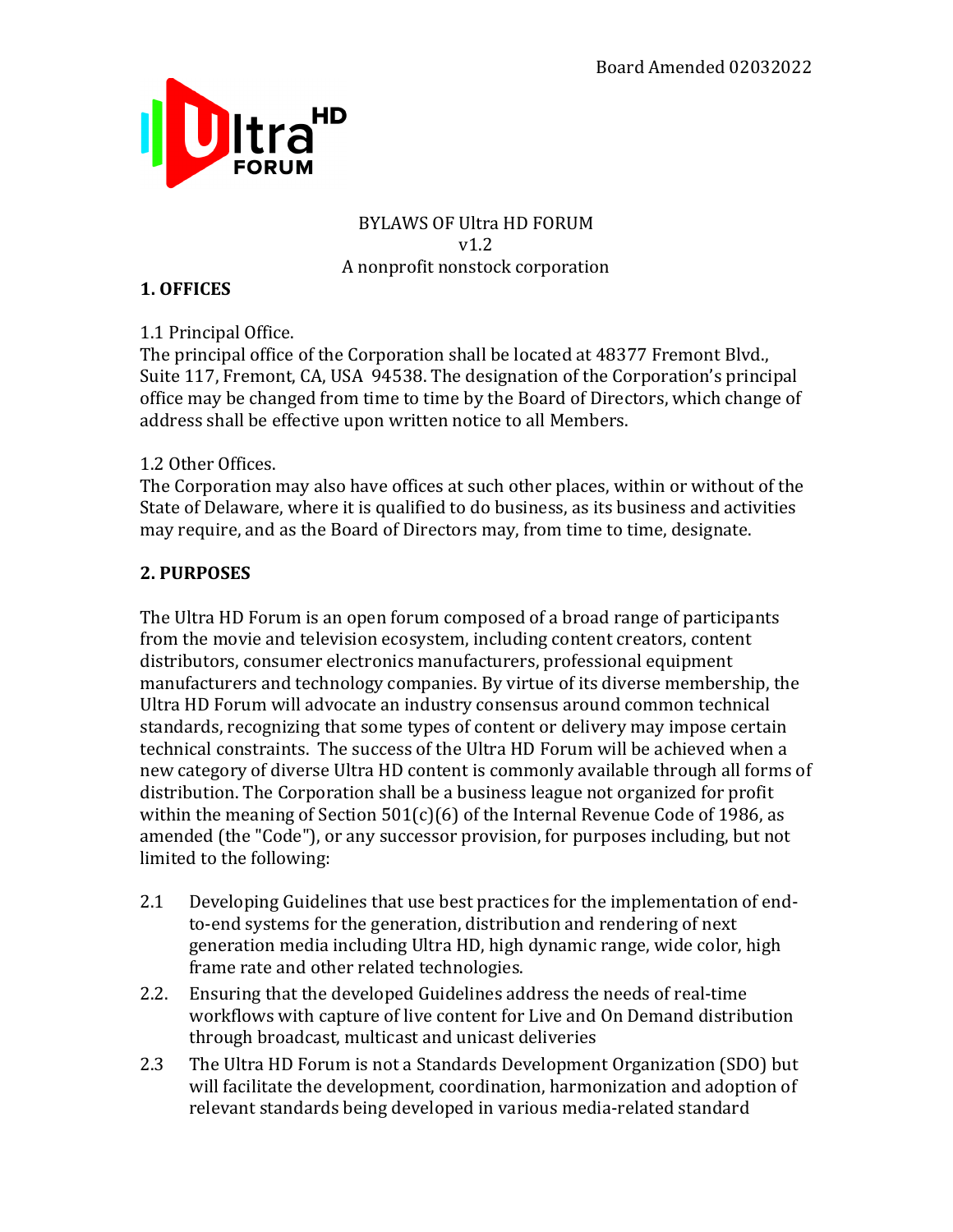Board Amended 02032022

BYLAWS OF Ultra HD FORUM
v1.2
A nonprofit nonstock corporation

## 1. OFFICES

1.1 Principal Office.
The principal office of the Corporation shall be located at 48377 Fremont Blvd., Suite 117, Fremont, CA, USA 94538. The designation of the Corporation's principal office may be changed from time to time by the Board of Directors, which change of address shall be effective upon written notice to all Members.

1.2 Other Offices.
The Corporation may also have offices at such other places, within or without of the State of Delaware, where it is qualified to do business, as its business and activities may require, and as the Board of Directors may, from time to time, designate.

## 2. PURPOSES

The Ultra HD Forum is an open forum composed of a broad range of participants from the movie and television ecosystem, including content creators, content distributors, consumer electronics manufacturers, professional equipment manufacturers and technology companies. By virtue of its diverse membership, the Ultra HD Forum will advocate an industry consensus around common technical standards, recognizing that some types of content or delivery may impose certain technical constraints. The success of the Ultra HD Forum will be achieved when a new category of diverse Ultra HD content is commonly available through all forms of distribution. The Corporation shall be a business league not organized for profit within the meaning of Section 501(c)(6) of the Internal Revenue Code of 1986, as amended (the "Code"), or any successor provision, for purposes including, but not limited to the following:

2.1 Developing Guidelines that use best practices for the implementation of end-to-end systems for the generation, distribution and rendering of next generation media including Ultra HD, high dynamic range, wide color, high frame rate and other related technologies.

2.2. Ensuring that the developed Guidelines address the needs of real-time workflows with capture of live content for Live and On Demand distribution through broadcast, multicast and unicast deliveries

2.3 The Ultra HD Forum is not a Standards Development Organization (SDO) but will facilitate the development, coordination, harmonization and adoption of relevant standards being developed in various media-related standard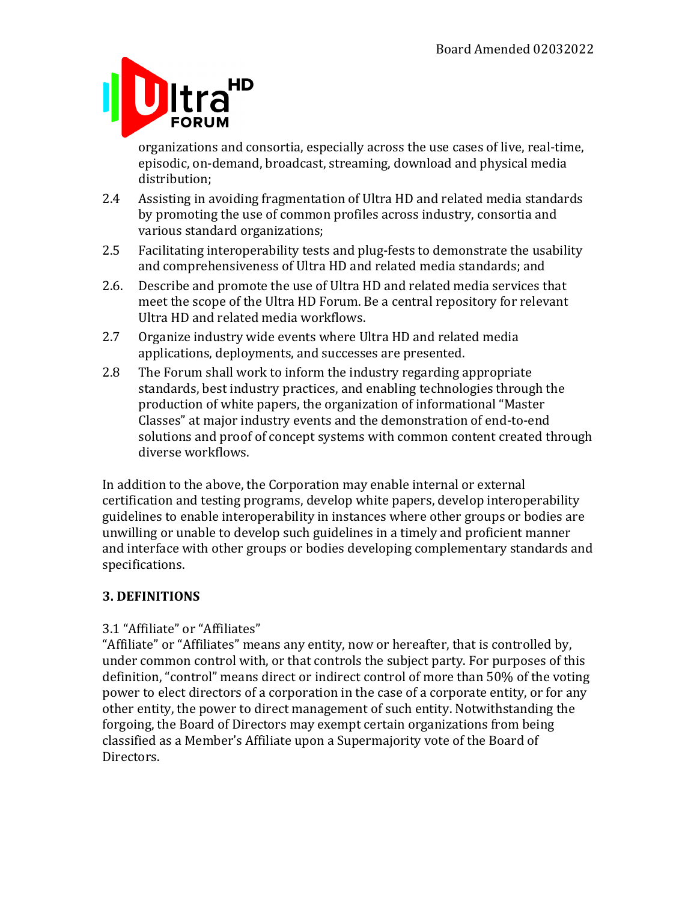organizations and consortia, especially across the use cases of live, real-time, episodic, on-demand, broadcast, streaming, download and physical media distribution;

2.4 Assisting in avoiding fragmentation of Ultra HD and related media standards by promoting the use of common profiles across industry, consortia and various standard organizations;

2.5 Facilitating interoperability tests and plug-fests to demonstrate the usability and comprehensiveness of Ultra HD and related media standards; and

2.6. Describe and promote the use of Ultra HD and related media services that meet the scope of the Ultra HD Forum. Be a central repository for relevant Ultra HD and related media workflows.

2.7 Organize industry wide events where Ultra HD and related media applications, deployments, and successes are presented.

2.8 The Forum shall work to inform the industry regarding appropriate standards, best industry practices, and enabling technologies through the production of white papers, the organization of informational "Master Classes" at major industry events and the demonstration of end-to-end solutions and proof of concept systems with common content created through diverse workflows.

In addition to the above, the Corporation may enable internal or external certification and testing programs, develop white papers, develop interoperability guidelines to enable interoperability in instances where other groups or bodies are unwilling or unable to develop such guidelines in a timely and proficient manner and interface with other groups or bodies developing complementary standards and specifications.

## 3. DEFINITIONS

3.1 "Affiliate" or "Affiliates"

"Affiliate" or "Affiliates" means any entity, now or hereafter, that is controlled by, under common control with, or that controls the subject party. For purposes of this definition, "control" means direct or indirect control of more than 50% of the voting power to elect directors of a corporation in the case of a corporate entity, or for any other entity, the power to direct management of such entity. Notwithstanding the forgoing, the Board of Directors may exempt certain organizations from being classified as a Member's Affiliate upon a Supermajority vote of the Board of Directors.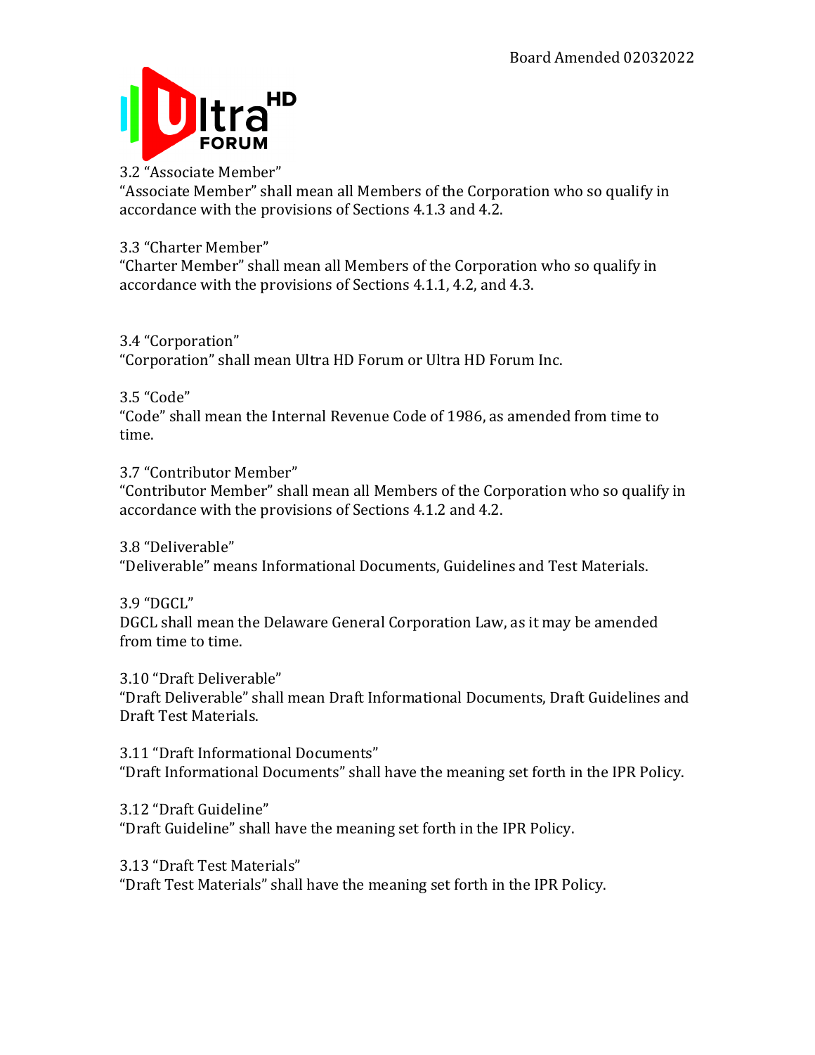3.2 “Associate Member”
“Associate Member” shall mean all Members of the Corporation who so qualify in accordance with the provisions of Sections 4.1.3 and 4.2.

3.3 “Charter Member”
“Charter Member” shall mean all Members of the Corporation who so qualify in accordance with the provisions of Sections 4.1.1, 4.2, and 4.3.

3.4 “Corporation”
“Corporation” shall mean Ultra HD Forum or Ultra HD Forum Inc.

3.5 “Code”
“Code” shall mean the Internal Revenue Code of 1986, as amended from time to time.

3.7 “Contributor Member”
“Contributor Member” shall mean all Members of the Corporation who so qualify in accordance with the provisions of Sections 4.1.2 and 4.2.

3.8 “Deliverable”
“Deliverable” means Informational Documents, Guidelines and Test Materials.

3.9 “DGCL”
DGCL shall mean the Delaware General Corporation Law, as it may be amended from time to time.

3.10 “Draft Deliverable”
“Draft Deliverable” shall mean Draft Informational Documents, Draft Guidelines and Draft Test Materials.

3.11 “Draft Informational Documents”
“Draft Informational Documents” shall have the meaning set forth in the IPR Policy.

3.12 “Draft Guideline”
“Draft Guideline” shall have the meaning set forth in the IPR Policy.

3.13 “Draft Test Materials”
“Draft Test Materials” shall have the meaning set forth in the IPR Policy.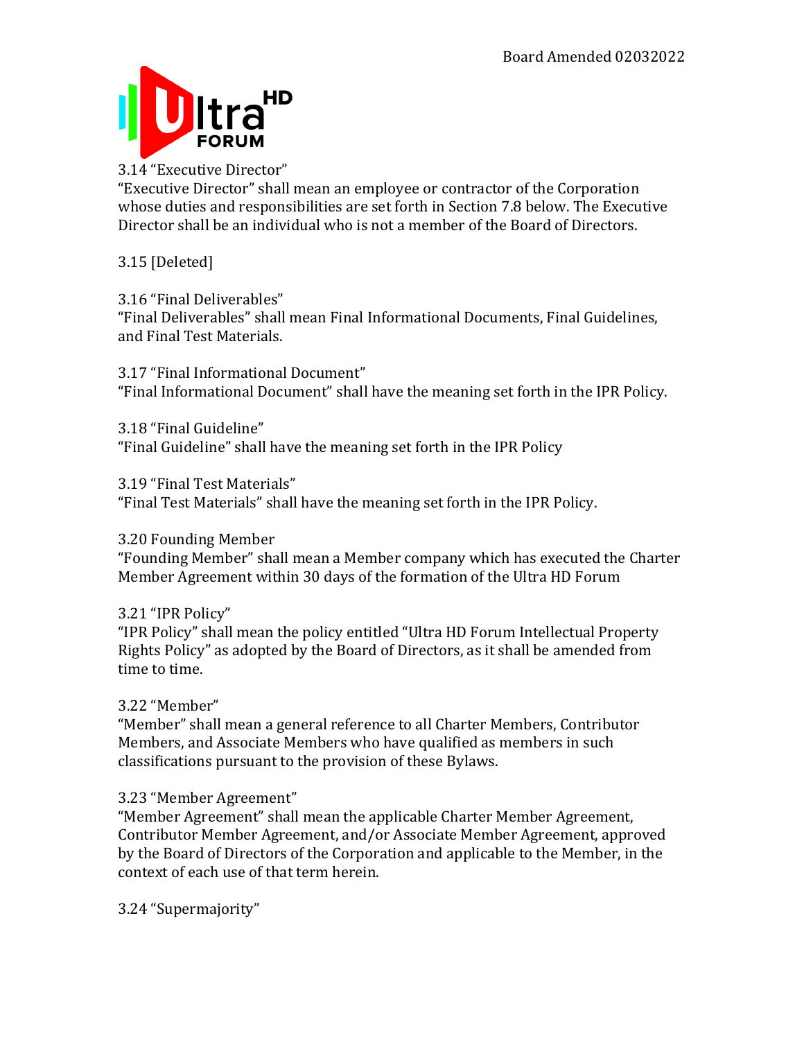3.14 "Executive Director"
"Executive Director" shall mean an employee or contractor of the Corporation whose duties and responsibilities are set forth in Section 7.8 below. The Executive Director shall be an individual who is not a member of the Board of Directors.

3.15 [Deleted]

3.16 "Final Deliverables"
"Final Deliverables" shall mean Final Informational Documents, Final Guidelines, and Final Test Materials.

3.17 "Final Informational Document"
"Final Informational Document" shall have the meaning set forth in the IPR Policy.

3.18 "Final Guideline"
"Final Guideline" shall have the meaning set forth in the IPR Policy

3.19 "Final Test Materials"
"Final Test Materials" shall have the meaning set forth in the IPR Policy.

3.20 Founding Member
"Founding Member" shall mean a Member company which has executed the Charter Member Agreement within 30 days of the formation of the Ultra HD Forum

3.21 "IPR Policy"
"IPR Policy" shall mean the policy entitled "Ultra HD Forum Intellectual Property Rights Policy" as adopted by the Board of Directors, as it shall be amended from time to time.

3.22 "Member"
"Member" shall mean a general reference to all Charter Members, Contributor Members, and Associate Members who have qualified as members in such classifications pursuant to the provision of these Bylaws.

3.23 "Member Agreement"
"Member Agreement" shall mean the applicable Charter Member Agreement, Contributor Member Agreement, and/or Associate Member Agreement, approved by the Board of Directors of the Corporation and applicable to the Member, in the context of each use of that term herein.

3.24 "Supermajority"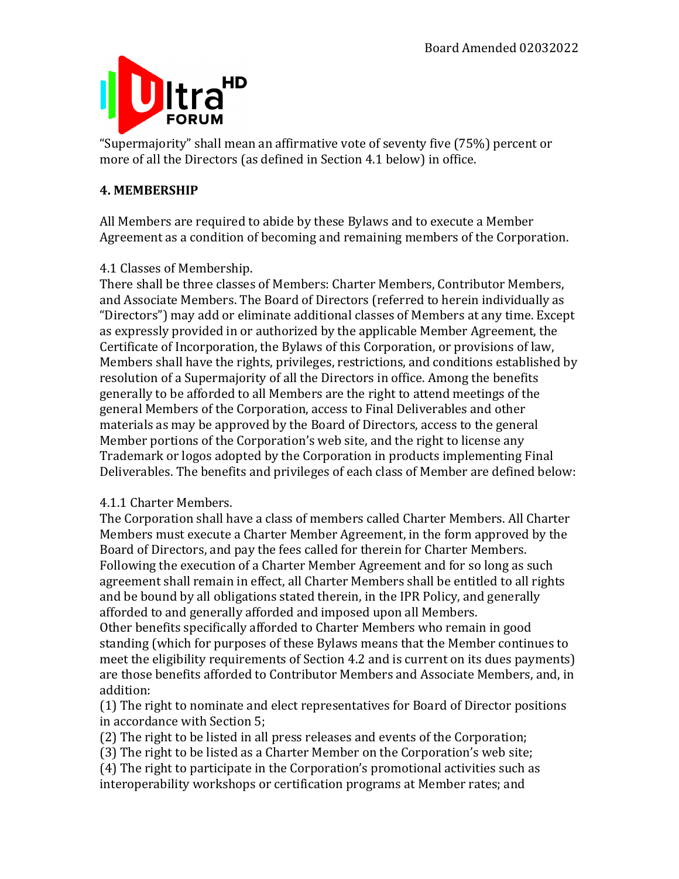"Supermajority" shall mean an affirmative vote of seventy five (75%) percent or more of all the Directors (as defined in Section 4.1 below) in office.

## 4. MEMBERSHIP

All Members are required to abide by these Bylaws and to execute a Member Agreement as a condition of becoming and remaining members of the Corporation.

4.1 Classes of Membership.

There shall be three classes of Members: Charter Members, Contributor Members, and Associate Members. The Board of Directors (referred to herein individually as "Directors") may add or eliminate additional classes of Members at any time. Except as expressly provided in or authorized by the applicable Member Agreement, the Certificate of Incorporation, the Bylaws of this Corporation, or provisions of law, Members shall have the rights, privileges, restrictions, and conditions established by resolution of a Supermajority of all the Directors in office. Among the benefits generally to be afforded to all Members are the right to attend meetings of the general Members of the Corporation, access to Final Deliverables and other materials as may be approved by the Board of Directors, access to the general Member portions of the Corporation's web site, and the right to license any Trademark or logos adopted by the Corporation in products implementing Final Deliverables. The benefits and privileges of each class of Member are defined below:

4.1.1 Charter Members.

The Corporation shall have a class of members called Charter Members. All Charter Members must execute a Charter Member Agreement, in the form approved by the Board of Directors, and pay the fees called for therein for Charter Members. Following the execution of a Charter Member Agreement and for so long as such agreement shall remain in effect, all Charter Members shall be entitled to all rights and be bound by all obligations stated therein, in the IPR Policy, and generally afforded to and generally afforded and imposed upon all Members.

Other benefits specifically afforded to Charter Members who remain in good standing (which for purposes of these Bylaws means that the Member continues to meet the eligibility requirements of Section 4.2 and is current on its dues payments) are those benefits afforded to Contributor Members and Associate Members, and, in addition:

(1) The right to nominate and elect representatives for Board of Director positions in accordance with Section 5;

(2) The right to be listed in all press releases and events of the Corporation;

(3) The right to be listed as a Charter Member on the Corporation's web site;

(4) The right to participate in the Corporation's promotional activities such as interoperability workshops or certification programs at Member rates; and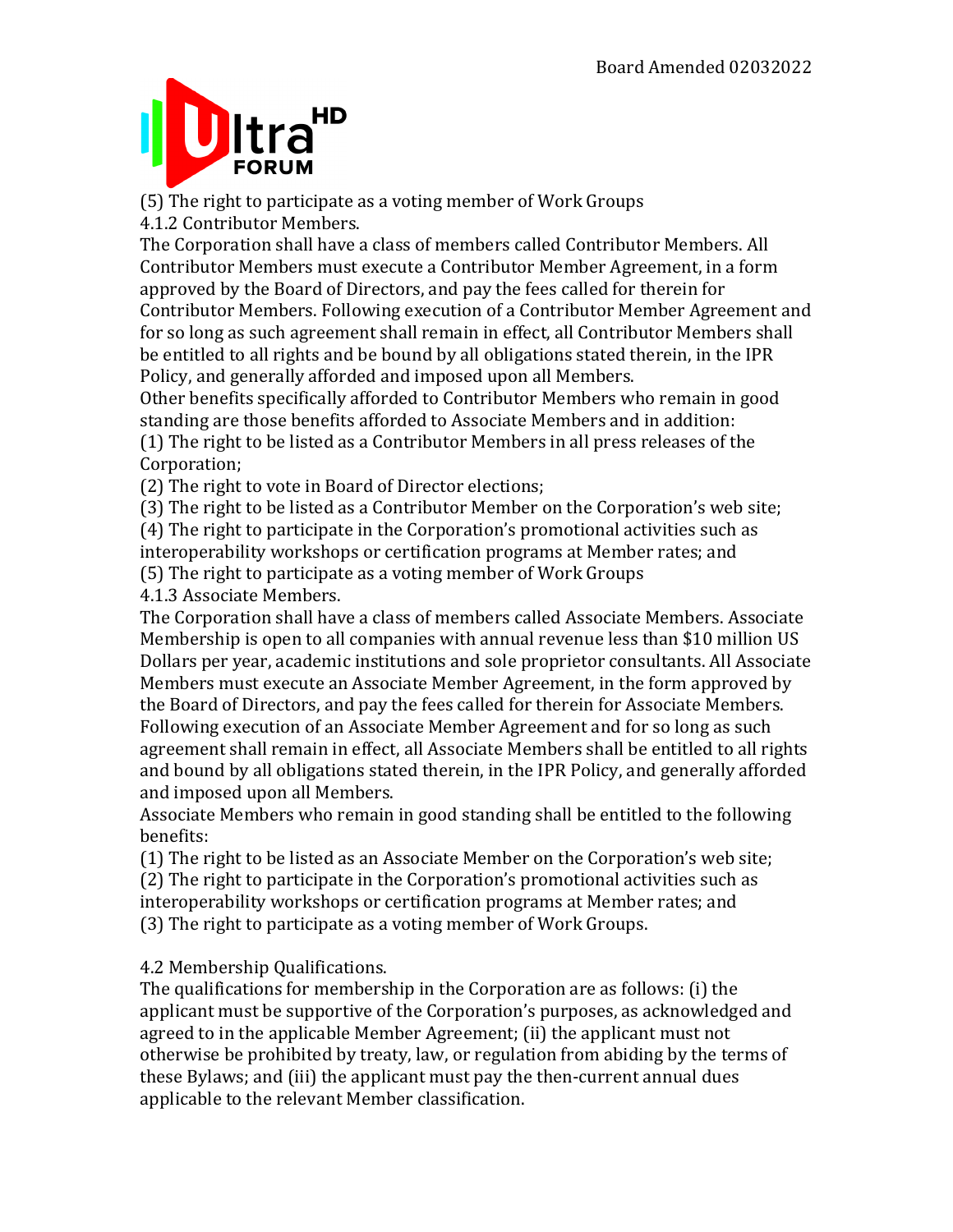(5) The right to participate as a voting member of Work Groups

4.1.2 Contributor Members.

The Corporation shall have a class of members called Contributor Members. All Contributor Members must execute a Contributor Member Agreement, in a form approved by the Board of Directors, and pay the fees called for therein for Contributor Members. Following execution of a Contributor Member Agreement and for so long as such agreement shall remain in effect, all Contributor Members shall be entitled to all rights and be bound by all obligations stated therein, in the IPR Policy, and generally afforded and imposed upon all Members.

Other benefits specifically afforded to Contributor Members who remain in good standing are those benefits afforded to Associate Members and in addition:

(1) The right to be listed as a Contributor Members in all press releases of the Corporation;

(2) The right to vote in Board of Director elections;

(3) The right to be listed as a Contributor Member on the Corporation's web site;

(4) The right to participate in the Corporation's promotional activities such as interoperability workshops or certification programs at Member rates; and

(5) The right to participate as a voting member of Work Groups

4.1.3 Associate Members.

The Corporation shall have a class of members called Associate Members. Associate Membership is open to all companies with annual revenue less than $10 million US Dollars per year, academic institutions and sole proprietor consultants. All Associate Members must execute an Associate Member Agreement, in the form approved by the Board of Directors, and pay the fees called for therein for Associate Members. Following execution of an Associate Member Agreement and for so long as such agreement shall remain in effect, all Associate Members shall be entitled to all rights and bound by all obligations stated therein, in the IPR Policy, and generally afforded and imposed upon all Members.

Associate Members who remain in good standing shall be entitled to the following benefits:

(1) The right to be listed as an Associate Member on the Corporation's web site;

(2) The right to participate in the Corporation's promotional activities such as interoperability workshops or certification programs at Member rates; and

(3) The right to participate as a voting member of Work Groups.

4.2 Membership Qualifications.

The qualifications for membership in the Corporation are as follows: (i) the applicant must be supportive of the Corporation's purposes, as acknowledged and agreed to in the applicable Member Agreement; (ii) the applicant must not otherwise be prohibited by treaty, law, or regulation from abiding by the terms of these Bylaws; and (iii) the applicant must pay the then-current annual dues applicable to the relevant Member classification.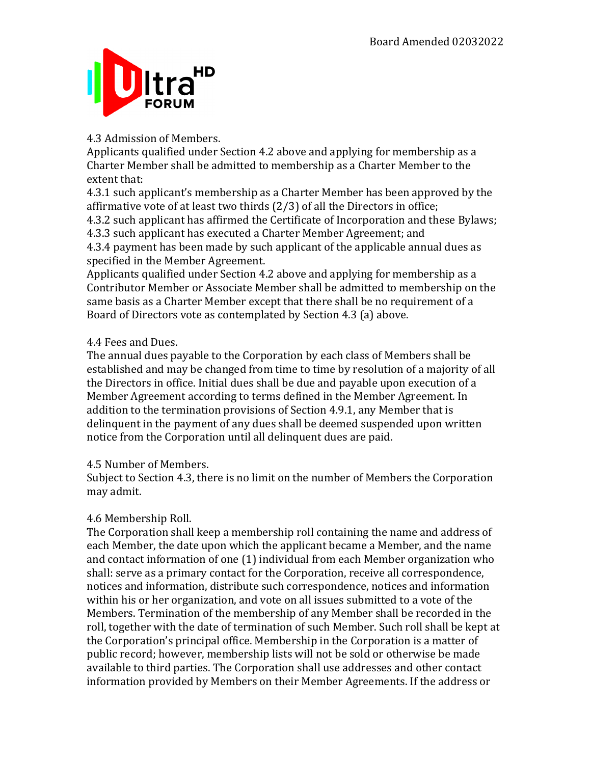4.3 Admission of Members.

Applicants qualified under Section 4.2 above and applying for membership as a Charter Member shall be admitted to membership as a Charter Member to the extent that:

4.3.1 such applicant's membership as a Charter Member has been approved by the affirmative vote of at least two thirds (2/3) of all the Directors in office;

4.3.2 such applicant has affirmed the Certificate of Incorporation and these Bylaws;

4.3.3 such applicant has executed a Charter Member Agreement; and

4.3.4 payment has been made by such applicant of the applicable annual dues as specified in the Member Agreement.

Applicants qualified under Section 4.2 above and applying for membership as a Contributor Member or Associate Member shall be admitted to membership on the same basis as a Charter Member except that there shall be no requirement of a Board of Directors vote as contemplated by Section 4.3 (a) above.

4.4 Fees and Dues.

The annual dues payable to the Corporation by each class of Members shall be established and may be changed from time to time by resolution of a majority of all the Directors in office. Initial dues shall be due and payable upon execution of a Member Agreement according to terms defined in the Member Agreement. In addition to the termination provisions of Section 4.9.1, any Member that is delinquent in the payment of any dues shall be deemed suspended upon written notice from the Corporation until all delinquent dues are paid.

4.5 Number of Members.

Subject to Section 4.3, there is no limit on the number of Members the Corporation may admit.

4.6 Membership Roll.

The Corporation shall keep a membership roll containing the name and address of each Member, the date upon which the applicant became a Member, and the name and contact information of one (1) individual from each Member organization who shall: serve as a primary contact for the Corporation, receive all correspondence, notices and information, distribute such correspondence, notices and information within his or her organization, and vote on all issues submitted to a vote of the Members. Termination of the membership of any Member shall be recorded in the roll, together with the date of termination of such Member. Such roll shall be kept at the Corporation's principal office. Membership in the Corporation is a matter of public record; however, membership lists will not be sold or otherwise be made available to third parties. The Corporation shall use addresses and other contact information provided by Members on their Member Agreements. If the address or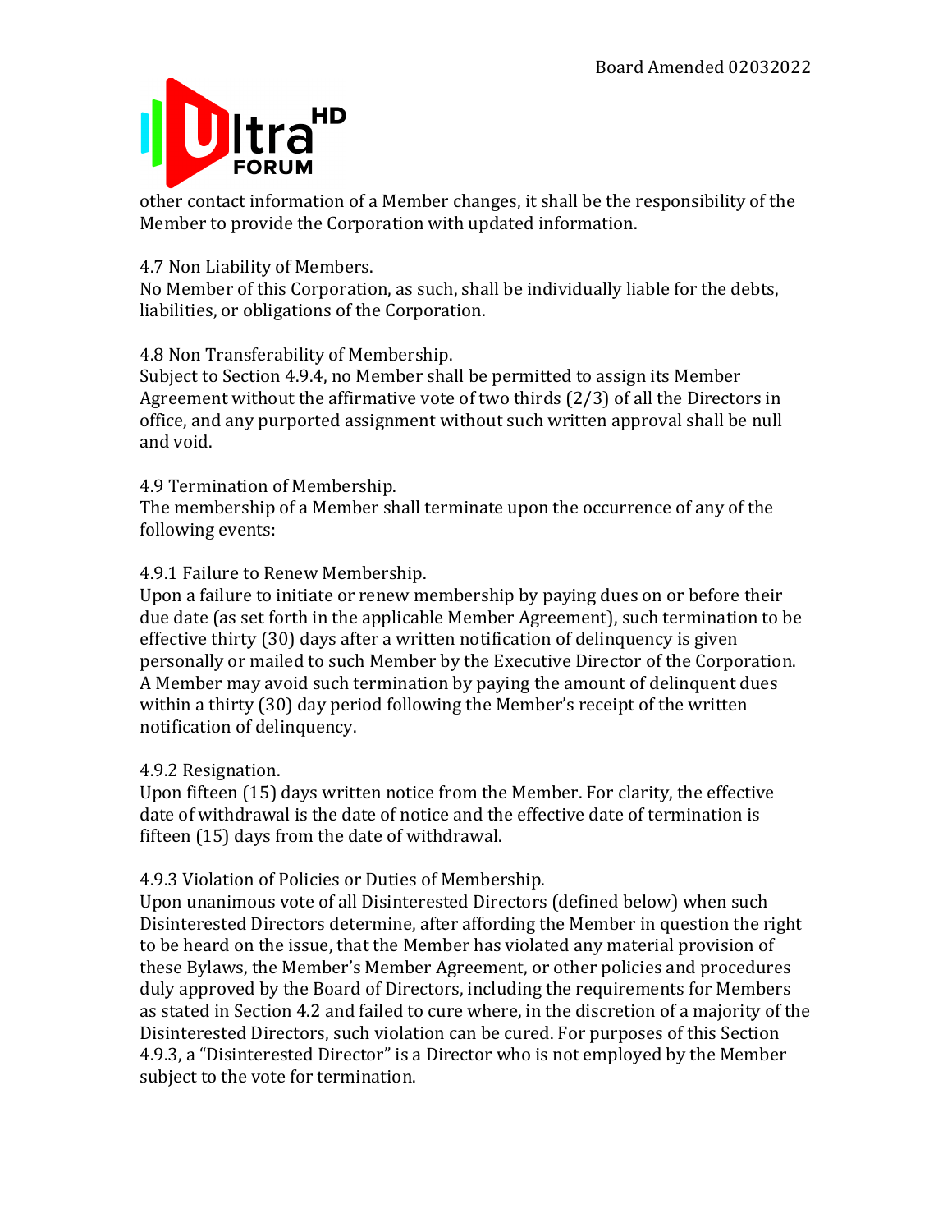other contact information of a Member changes, it shall be the responsibility of the Member to provide the Corporation with updated information.

4.7 Non Liability of Members.
No Member of this Corporation, as such, shall be individually liable for the debts, liabilities, or obligations of the Corporation.

4.8 Non Transferability of Membership.
Subject to Section 4.9.4, no Member shall be permitted to assign its Member Agreement without the affirmative vote of two thirds (2/3) of all the Directors in office, and any purported assignment without such written approval shall be null and void.

4.9 Termination of Membership.
The membership of a Member shall terminate upon the occurrence of any of the following events:

4.9.1 Failure to Renew Membership.
Upon a failure to initiate or renew membership by paying dues on or before their due date (as set forth in the applicable Member Agreement), such termination to be effective thirty (30) days after a written notification of delinquency is given personally or mailed to such Member by the Executive Director of the Corporation. A Member may avoid such termination by paying the amount of delinquent dues within a thirty (30) day period following the Member's receipt of the written notification of delinquency.

4.9.2 Resignation.
Upon fifteen (15) days written notice from the Member. For clarity, the effective date of withdrawal is the date of notice and the effective date of termination is fifteen (15) days from the date of withdrawal.

4.9.3 Violation of Policies or Duties of Membership.
Upon unanimous vote of all Disinterested Directors (defined below) when such Disinterested Directors determine, after affording the Member in question the right to be heard on the issue, that the Member has violated any material provision of these Bylaws, the Member's Member Agreement, or other policies and procedures duly approved by the Board of Directors, including the requirements for Members as stated in Section 4.2 and failed to cure where, in the discretion of a majority of the Disinterested Directors, such violation can be cured. For purposes of this Section 4.9.3, a "Disinterested Director" is a Director who is not employed by the Member subject to the vote for termination.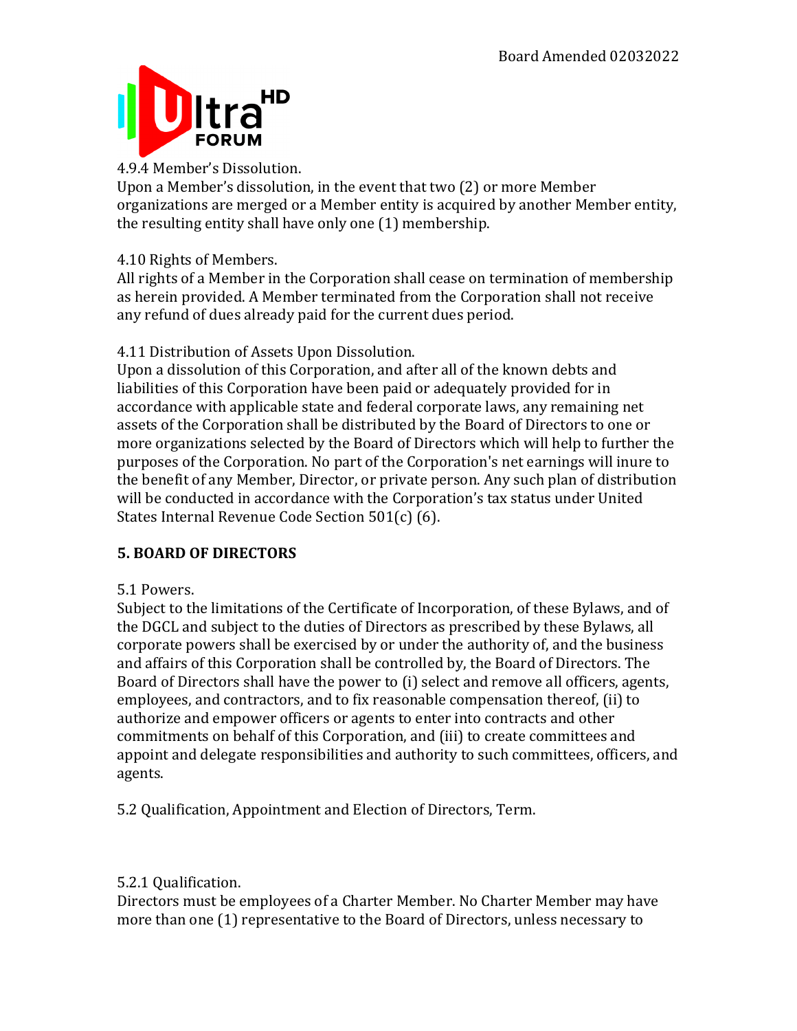4.9.4 Member's Dissolution.
Upon a Member's dissolution, in the event that two (2) or more Member organizations are merged or a Member entity is acquired by another Member entity, the resulting entity shall have only one (1) membership.

4.10 Rights of Members.
All rights of a Member in the Corporation shall cease on termination of membership as herein provided. A Member terminated from the Corporation shall not receive any refund of dues already paid for the current dues period.

4.11 Distribution of Assets Upon Dissolution.
Upon a dissolution of this Corporation, and after all of the known debts and liabilities of this Corporation have been paid or adequately provided for in accordance with applicable state and federal corporate laws, any remaining net assets of the Corporation shall be distributed by the Board of Directors to one or more organizations selected by the Board of Directors which will help to further the purposes of the Corporation. No part of the Corporation's net earnings will inure to the benefit of any Member, Director, or private person. Any such plan of distribution will be conducted in accordance with the Corporation's tax status under United States Internal Revenue Code Section 501(c) (6).

## 5. BOARD OF DIRECTORS

5.1 Powers.
Subject to the limitations of the Certificate of Incorporation, of these Bylaws, and of the DGCL and subject to the duties of Directors as prescribed by these Bylaws, all corporate powers shall be exercised by or under the authority of, and the business and affairs of this Corporation shall be controlled by, the Board of Directors. The Board of Directors shall have the power to (i) select and remove all officers, agents, employees, and contractors, and to fix reasonable compensation thereof, (ii) to authorize and empower officers or agents to enter into contracts and other commitments on behalf of this Corporation, and (iii) to create committees and appoint and delegate responsibilities and authority to such committees, officers, and agents.

5.2 Qualification, Appointment and Election of Directors, Term.

5.2.1 Qualification.
Directors must be employees of a Charter Member. No Charter Member may have more than one (1) representative to the Board of Directors, unless necessary to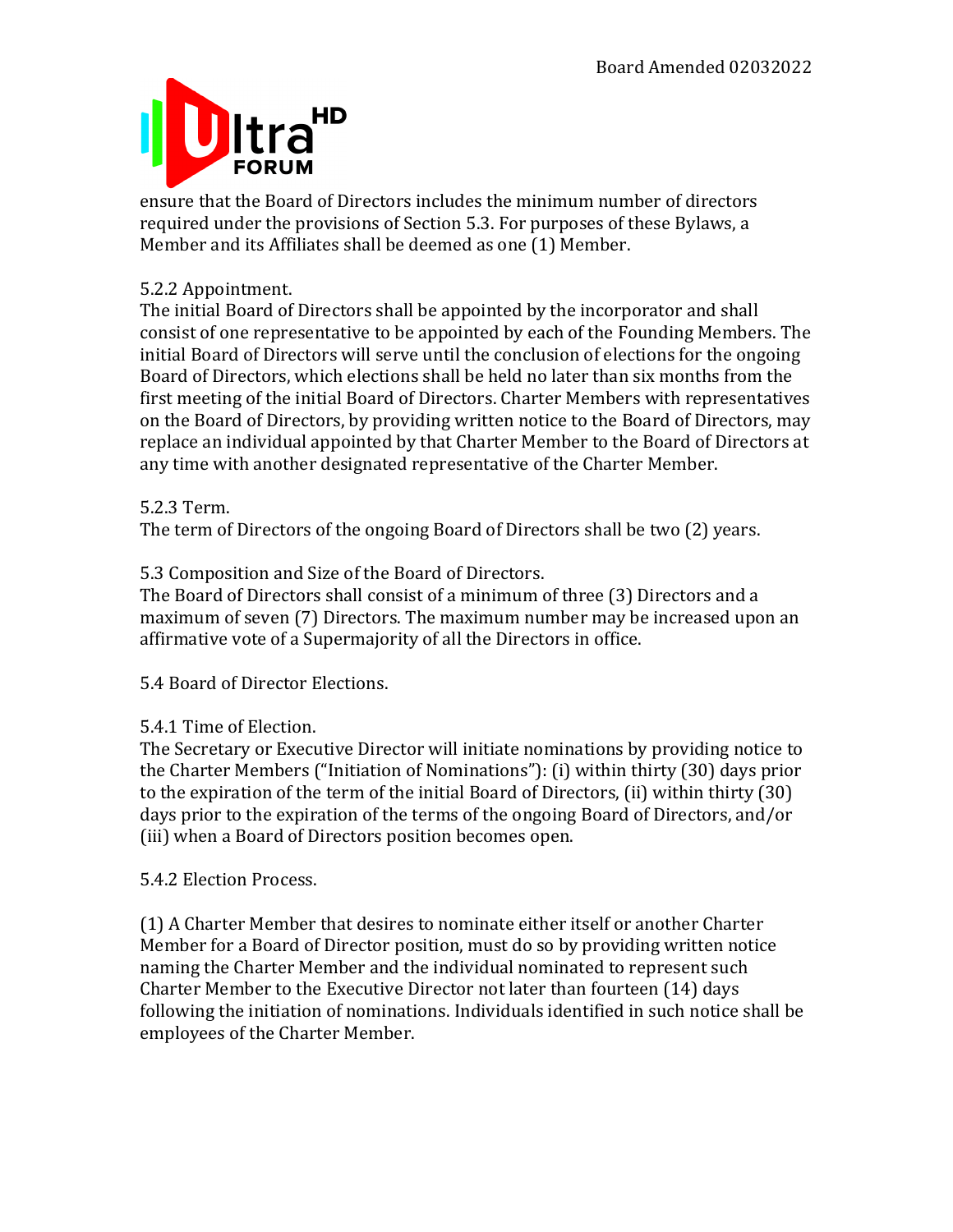ensure that the Board of Directors includes the minimum number of directors required under the provisions of Section 5.3. For purposes of these Bylaws, a Member and its Affiliates shall be deemed as one (1) Member.

5.2.2 Appointment.

The initial Board of Directors shall be appointed by the incorporator and shall consist of one representative to be appointed by each of the Founding Members. The initial Board of Directors will serve until the conclusion of elections for the ongoing Board of Directors, which elections shall be held no later than six months from the first meeting of the initial Board of Directors. Charter Members with representatives on the Board of Directors, by providing written notice to the Board of Directors, may replace an individual appointed by that Charter Member to the Board of Directors at any time with another designated representative of the Charter Member.

5.2.3 Term.

The term of Directors of the ongoing Board of Directors shall be two (2) years.

5.3 Composition and Size of the Board of Directors.

The Board of Directors shall consist of a minimum of three (3) Directors and a maximum of seven (7) Directors. The maximum number may be increased upon an affirmative vote of a Supermajority of all the Directors in office.

5.4 Board of Director Elections.

5.4.1 Time of Election.

The Secretary or Executive Director will initiate nominations by providing notice to the Charter Members ("Initiation of Nominations"): (i) within thirty (30) days prior to the expiration of the term of the initial Board of Directors, (ii) within thirty (30) days prior to the expiration of the terms of the ongoing Board of Directors, and/or (iii) when a Board of Directors position becomes open.

5.4.2 Election Process.

(1) A Charter Member that desires to nominate either itself or another Charter Member for a Board of Director position, must do so by providing written notice naming the Charter Member and the individual nominated to represent such Charter Member to the Executive Director not later than fourteen (14) days following the initiation of nominations. Individuals identified in such notice shall be employees of the Charter Member.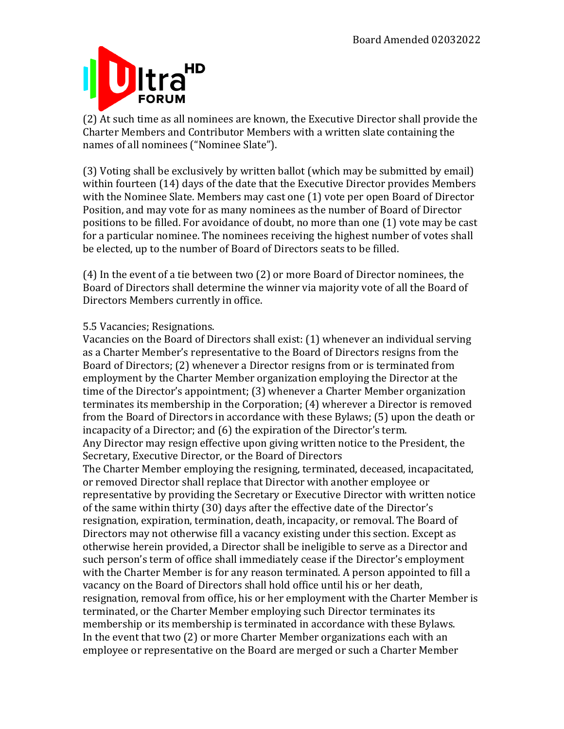(2) At such time as all nominees are known, the Executive Director shall provide the Charter Members and Contributor Members with a written slate containing the names of all nominees ("Nominee Slate").

(3) Voting shall be exclusively by written ballot (which may be submitted by email) within fourteen (14) days of the date that the Executive Director provides Members with the Nominee Slate. Members may cast one (1) vote per open Board of Director Position, and may vote for as many nominees as the number of Board of Director positions to be filled. For avoidance of doubt, no more than one (1) vote may be cast for a particular nominee. The nominees receiving the highest number of votes shall be elected, up to the number of Board of Directors seats to be filled.

(4) In the event of a tie between two (2) or more Board of Director nominees, the Board of Directors shall determine the winner via majority vote of all the Board of Directors Members currently in office.

5.5 Vacancies; Resignations.

Vacancies on the Board of Directors shall exist: (1) whenever an individual serving as a Charter Member's representative to the Board of Directors resigns from the Board of Directors; (2) whenever a Director resigns from or is terminated from employment by the Charter Member organization employing the Director at the time of the Director's appointment; (3) whenever a Charter Member organization terminates its membership in the Corporation; (4) wherever a Director is removed from the Board of Directors in accordance with these Bylaws; (5) upon the death or incapacity of a Director; and (6) the expiration of the Director's term.

Any Director may resign effective upon giving written notice to the President, the Secretary, Executive Director, or the Board of Directors

The Charter Member employing the resigning, terminated, deceased, incapacitated, or removed Director shall replace that Director with another employee or representative by providing the Secretary or Executive Director with written notice of the same within thirty (30) days after the effective date of the Director's resignation, expiration, termination, death, incapacity, or removal. The Board of Directors may not otherwise fill a vacancy existing under this section. Except as otherwise herein provided, a Director shall be ineligible to serve as a Director and such person's term of office shall immediately cease if the Director's employment with the Charter Member is for any reason terminated. A person appointed to fill a vacancy on the Board of Directors shall hold office until his or her death, resignation, removal from office, his or her employment with the Charter Member is terminated, or the Charter Member employing such Director terminates its membership or its membership is terminated in accordance with these Bylaws.

In the event that two (2) or more Charter Member organizations each with an employee or representative on the Board are merged or such a Charter Member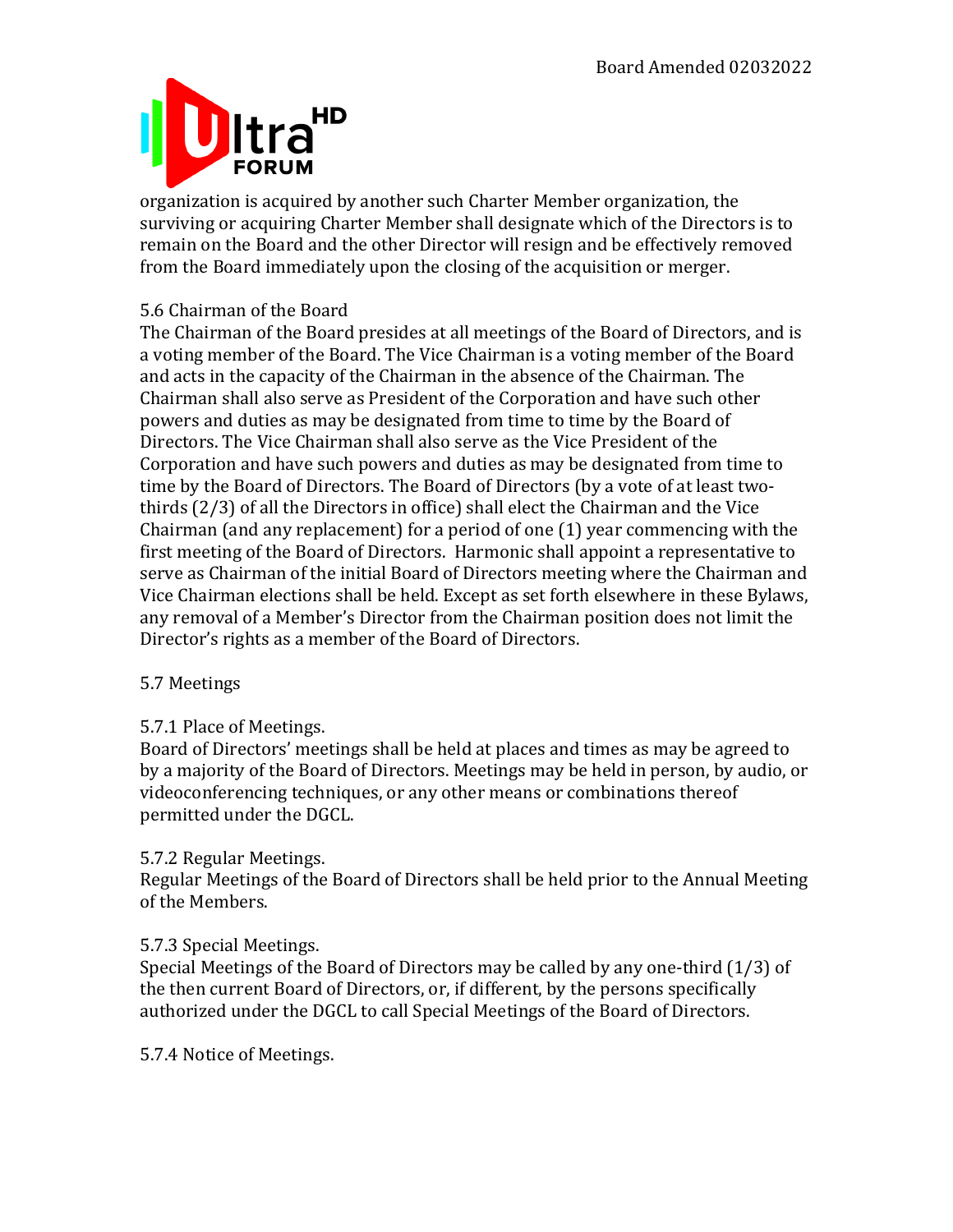organization is acquired by another such Charter Member organization, the surviving or acquiring Charter Member shall designate which of the Directors is to remain on the Board and the other Director will resign and be effectively removed from the Board immediately upon the closing of the acquisition or merger.

### 5.6 Chairman of the Board

The Chairman of the Board presides at all meetings of the Board of Directors, and is a voting member of the Board. The Vice Chairman is a voting member of the Board and acts in the capacity of the Chairman in the absence of the Chairman. The Chairman shall also serve as President of the Corporation and have such other powers and duties as may be designated from time to time by the Board of Directors. The Vice Chairman shall also serve as the Vice President of the Corporation and have such powers and duties as may be designated from time to time by the Board of Directors. The Board of Directors (by a vote of at least two-thirds (2/3) of all the Directors in office) shall elect the Chairman and the Vice Chairman (and any replacement) for a period of one (1) year commencing with the first meeting of the Board of Directors. Harmonic shall appoint a representative to serve as Chairman of the initial Board of Directors meeting where the Chairman and Vice Chairman elections shall be held. Except as set forth elsewhere in these Bylaws, any removal of a Member's Director from the Chairman position does not limit the Director's rights as a member of the Board of Directors.

### 5.7 Meetings

#### 5.7.1 Place of Meetings.

Board of Directors' meetings shall be held at places and times as may be agreed to by a majority of the Board of Directors. Meetings may be held in person, by audio, or videoconferencing techniques, or any other means or combinations thereof permitted under the DGCL.

#### 5.7.2 Regular Meetings.

Regular Meetings of the Board of Directors shall be held prior to the Annual Meeting of the Members.

#### 5.7.3 Special Meetings.

Special Meetings of the Board of Directors may be called by any one-third (1/3) of the then current Board of Directors, or, if different, by the persons specifically authorized under the DGCL to call Special Meetings of the Board of Directors.

#### 5.7.4 Notice of Meetings.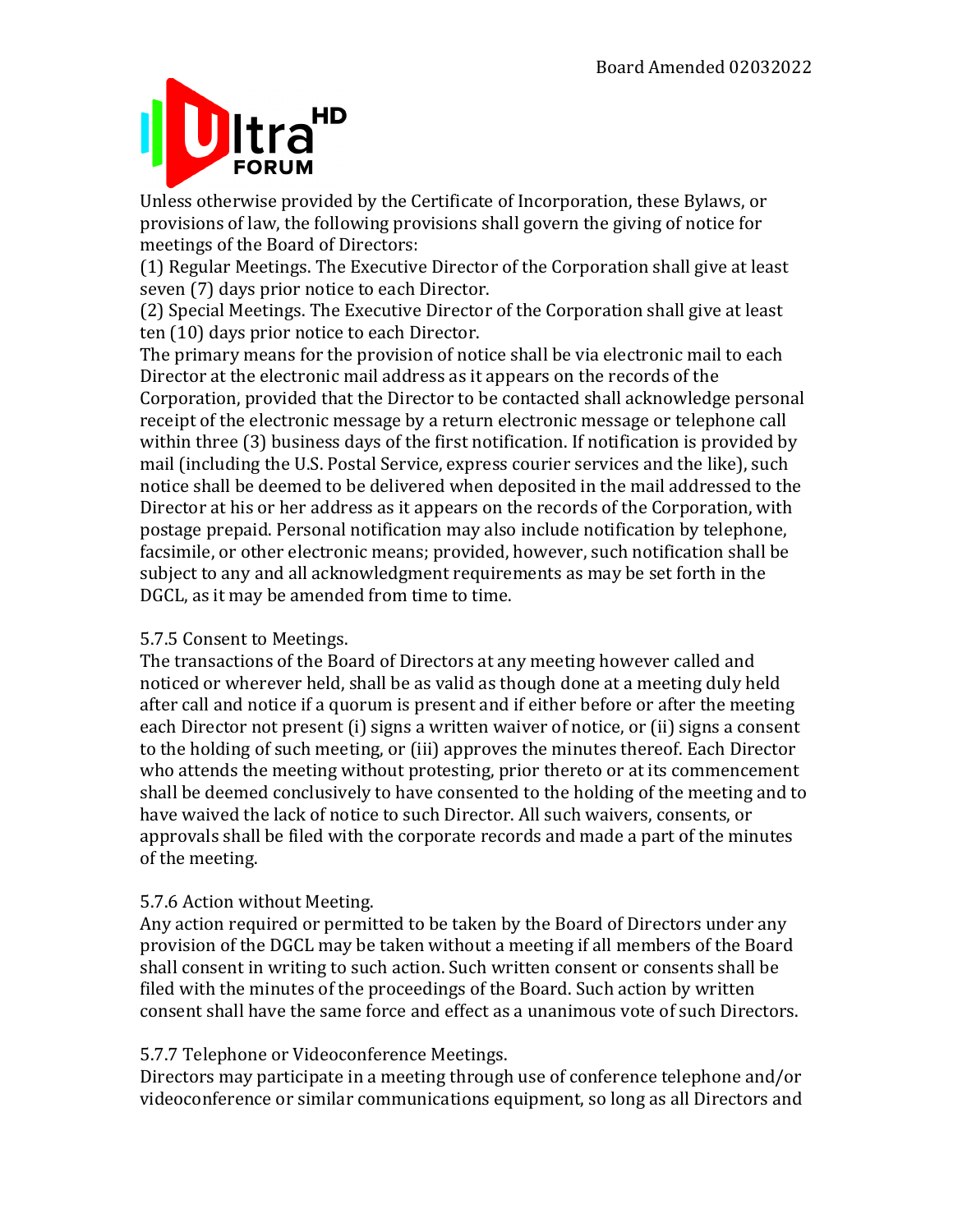Unless otherwise provided by the Certificate of Incorporation, these Bylaws, or provisions of law, the following provisions shall govern the giving of notice for meetings of the Board of Directors:

(1) Regular Meetings. The Executive Director of the Corporation shall give at least seven (7) days prior notice to each Director.

(2) Special Meetings. The Executive Director of the Corporation shall give at least ten (10) days prior notice to each Director.

The primary means for the provision of notice shall be via electronic mail to each Director at the electronic mail address as it appears on the records of the Corporation, provided that the Director to be contacted shall acknowledge personal receipt of the electronic message by a return electronic message or telephone call within three (3) business days of the first notification. If notification is provided by mail (including the U.S. Postal Service, express courier services and the like), such notice shall be deemed to be delivered when deposited in the mail addressed to the Director at his or her address as it appears on the records of the Corporation, with postage prepaid. Personal notification may also include notification by telephone, facsimile, or other electronic means; provided, however, such notification shall be subject to any and all acknowledgment requirements as may be set forth in the DGCL, as it may be amended from time to time.

5.7.5 Consent to Meetings.

The transactions of the Board of Directors at any meeting however called and noticed or wherever held, shall be as valid as though done at a meeting duly held after call and notice if a quorum is present and if either before or after the meeting each Director not present (i) signs a written waiver of notice, or (ii) signs a consent to the holding of such meeting, or (iii) approves the minutes thereof. Each Director who attends the meeting without protesting, prior thereto or at its commencement shall be deemed conclusively to have consented to the holding of the meeting and to have waived the lack of notice to such Director. All such waivers, consents, or approvals shall be filed with the corporate records and made a part of the minutes of the meeting.

5.7.6 Action without Meeting.

Any action required or permitted to be taken by the Board of Directors under any provision of the DGCL may be taken without a meeting if all members of the Board shall consent in writing to such action. Such written consent or consents shall be filed with the minutes of the proceedings of the Board. Such action by written consent shall have the same force and effect as a unanimous vote of such Directors.

5.7.7 Telephone or Videoconference Meetings.

Directors may participate in a meeting through use of conference telephone and/or videoconference or similar communications equipment, so long as all Directors and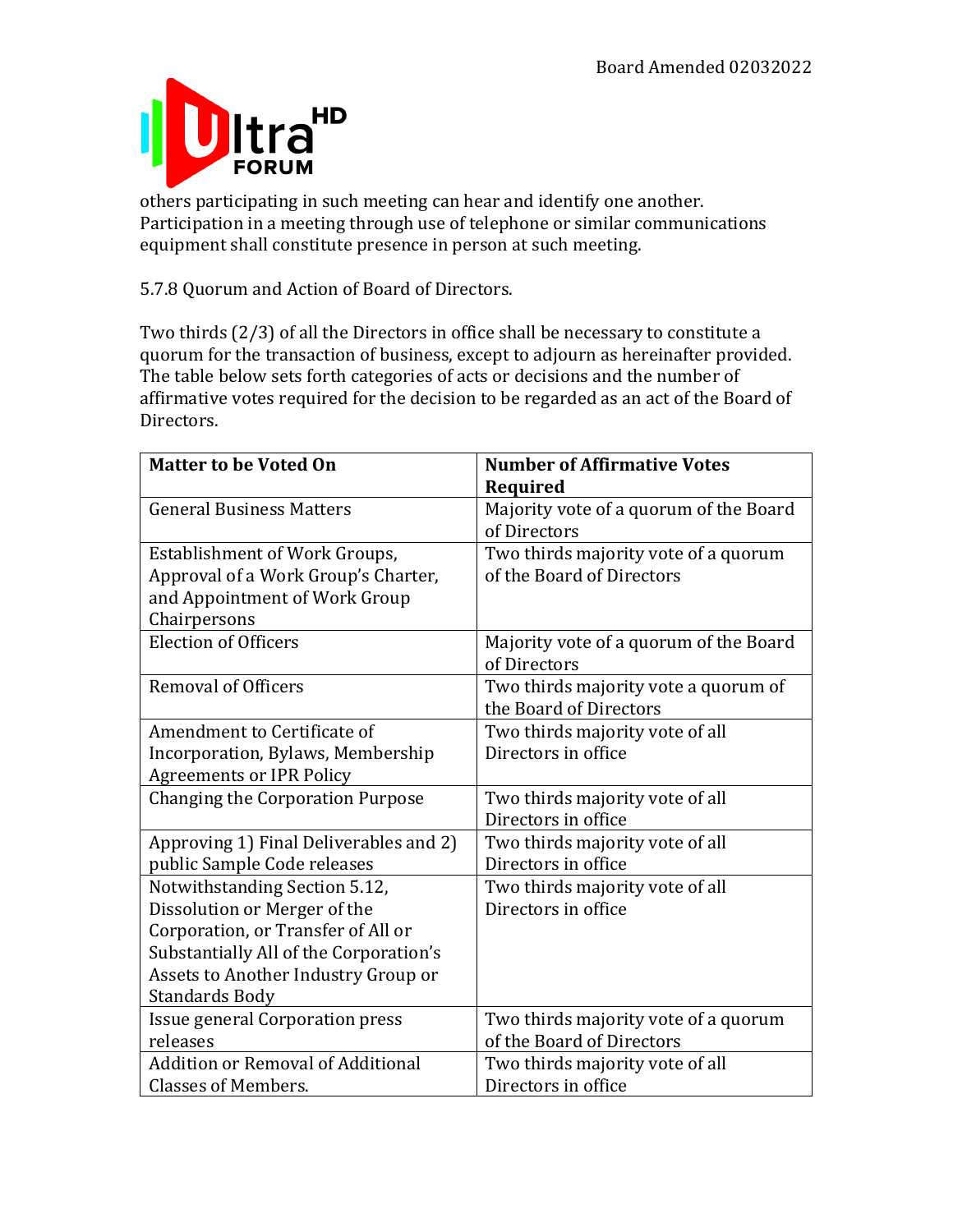others participating in such meeting can hear and identify one another. Participation in a meeting through use of telephone or similar communications equipment shall constitute presence in person at such meeting.

5.7.8 Quorum and Action of Board of Directors.

Two thirds (2/3) of all the Directors in office shall be necessary to constitute a quorum for the transaction of business, except to adjourn as hereinafter provided. The table below sets forth categories of acts or decisions and the number of affirmative votes required for the decision to be regarded as an act of the Board of Directors.

| Matter to be Voted On | Number of Affirmative Votes Required |
|---|---|
| General Business Matters | Majority vote of a quorum of the Board of Directors |
| Establishment of Work Groups, Approval of a Work Group's Charter, and Appointment of Work Group Chairpersons | Two thirds majority vote of a quorum of the Board of Directors |
| Election of Officers | Majority vote of a quorum of the Board of Directors |
| Removal of Officers | Two thirds majority vote a quorum of the Board of Directors |
| Amendment to Certificate of Incorporation, Bylaws, Membership Agreements or IPR Policy | Two thirds majority vote of all Directors in office |
| Changing the Corporation Purpose | Two thirds majority vote of all Directors in office |
| Approving 1) Final Deliverables and 2) public Sample Code releases | Two thirds majority vote of all Directors in office |
| Notwithstanding Section 5.12, Dissolution or Merger of the Corporation, or Transfer of All or Substantially All of the Corporation's Assets to Another Industry Group or Standards Body | Two thirds majority vote of all Directors in office |
| Issue general Corporation press releases | Two thirds majority vote of a quorum of the Board of Directors |
| Addition or Removal of Additional Classes of Members. | Two thirds majority vote of all Directors in office |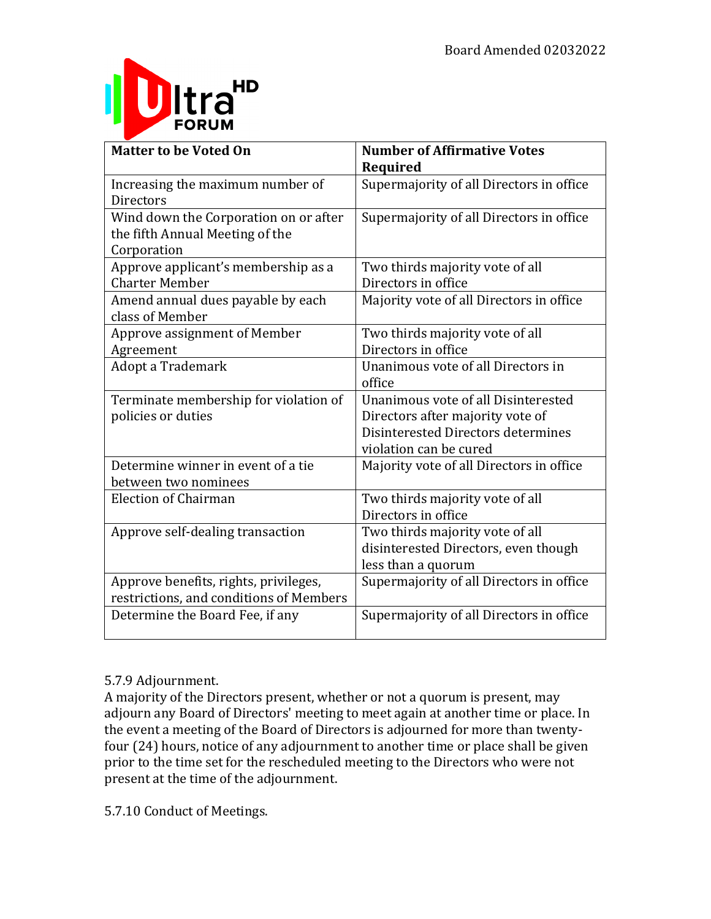| Matter to be Voted On | Number of Affirmative Votes Required |
|---|---|
| Increasing the maximum number of Directors | Supermajority of all Directors in office |
| Wind down the Corporation on or after the fifth Annual Meeting of the Corporation | Supermajority of all Directors in office |
| Approve applicant's membership as a Charter Member | Two thirds majority vote of all Directors in office |
| Amend annual dues payable by each class of Member | Majority vote of all Directors in office |
| Approve assignment of Member Agreement | Two thirds majority vote of all Directors in office |
| Adopt a Trademark | Unanimous vote of all Directors in office |
| Terminate membership for violation of policies or duties | Unanimous vote of all Disinterested Directors after majority vote of Disinterested Directors determines violation can be cured |
| Determine winner in event of a tie between two nominees | Majority vote of all Directors in office |
| Election of Chairman | Two thirds majority vote of all Directors in office |
| Approve self-dealing transaction | Two thirds majority vote of all disinterested Directors, even though less than a quorum |
| Approve benefits, rights, privileges, restrictions, and conditions of Members | Supermajority of all Directors in office |
| Determine the Board Fee, if any | Supermajority of all Directors in office |

5.7.9 Adjournment.

A majority of the Directors present, whether or not a quorum is present, may adjourn any Board of Directors' meeting to meet again at another time or place. In the event a meeting of the Board of Directors is adjourned for more than twenty-four (24) hours, notice of any adjournment to another time or place shall be given prior to the time set for the rescheduled meeting to the Directors who were not present at the time of the adjournment.

5.7.10 Conduct of Meetings.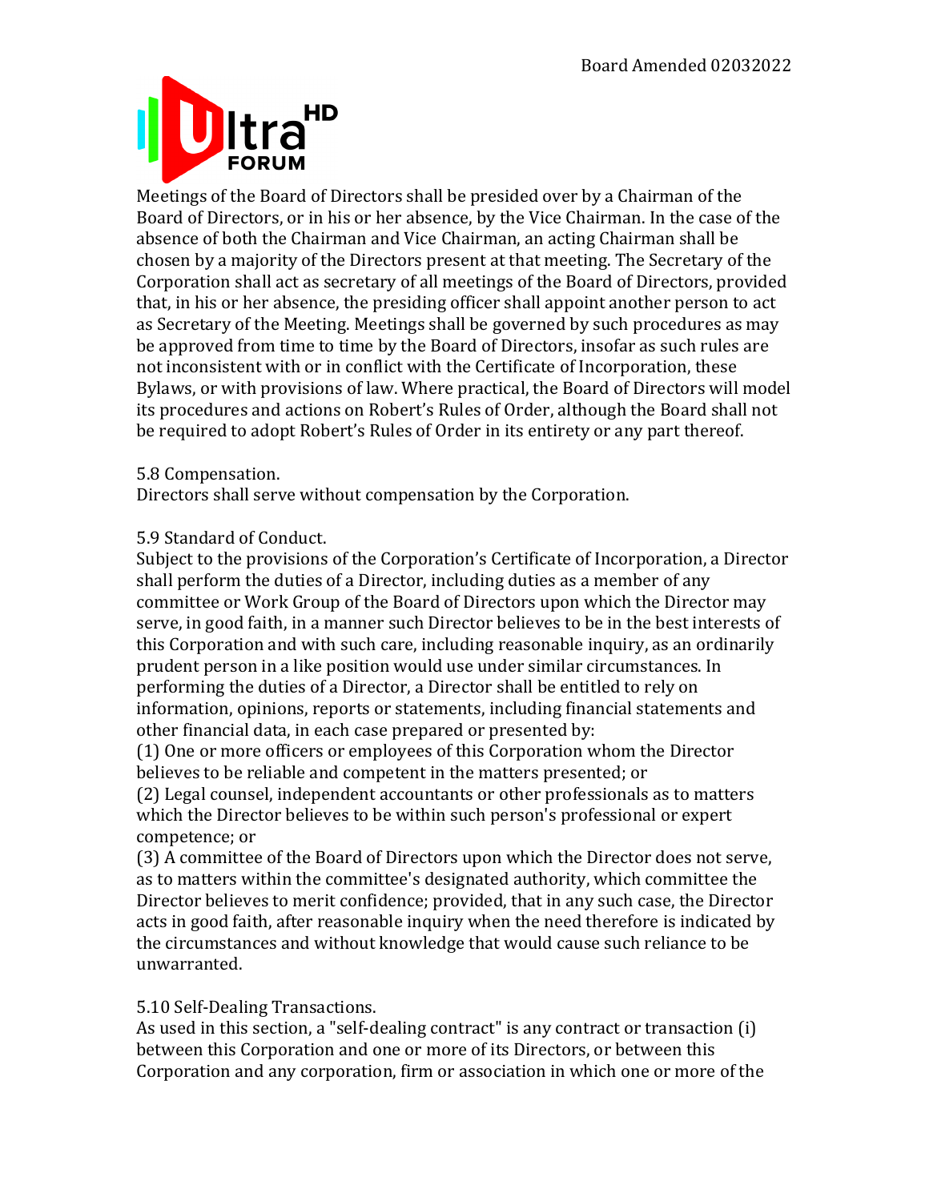Meetings of the Board of Directors shall be presided over by a Chairman of the Board of Directors, or in his or her absence, by the Vice Chairman. In the case of the absence of both the Chairman and Vice Chairman, an acting Chairman shall be chosen by a majority of the Directors present at that meeting. The Secretary of the Corporation shall act as secretary of all meetings of the Board of Directors, provided that, in his or her absence, the presiding officer shall appoint another person to act as Secretary of the Meeting. Meetings shall be governed by such procedures as may be approved from time to time by the Board of Directors, insofar as such rules are not inconsistent with or in conflict with the Certificate of Incorporation, these Bylaws, or with provisions of law. Where practical, the Board of Directors will model its procedures and actions on Robert's Rules of Order, although the Board shall not be required to adopt Robert's Rules of Order in its entirety or any part thereof.

5.8 Compensation.
Directors shall serve without compensation by the Corporation.

5.9 Standard of Conduct.
Subject to the provisions of the Corporation's Certificate of Incorporation, a Director shall perform the duties of a Director, including duties as a member of any committee or Work Group of the Board of Directors upon which the Director may serve, in good faith, in a manner such Director believes to be in the best interests of this Corporation and with such care, including reasonable inquiry, as an ordinarily prudent person in a like position would use under similar circumstances. In performing the duties of a Director, a Director shall be entitled to rely on information, opinions, reports or statements, including financial statements and other financial data, in each case prepared or presented by:
(1) One or more officers or employees of this Corporation whom the Director believes to be reliable and competent in the matters presented; or
(2) Legal counsel, independent accountants or other professionals as to matters which the Director believes to be within such person's professional or expert competence; or
(3) A committee of the Board of Directors upon which the Director does not serve, as to matters within the committee's designated authority, which committee the Director believes to merit confidence; provided, that in any such case, the Director acts in good faith, after reasonable inquiry when the need therefore is indicated by the circumstances and without knowledge that would cause such reliance to be unwarranted.

5.10 Self-Dealing Transactions.
As used in this section, a "self-dealing contract" is any contract or transaction (i) between this Corporation and one or more of its Directors, or between this Corporation and any corporation, firm or association in which one or more of the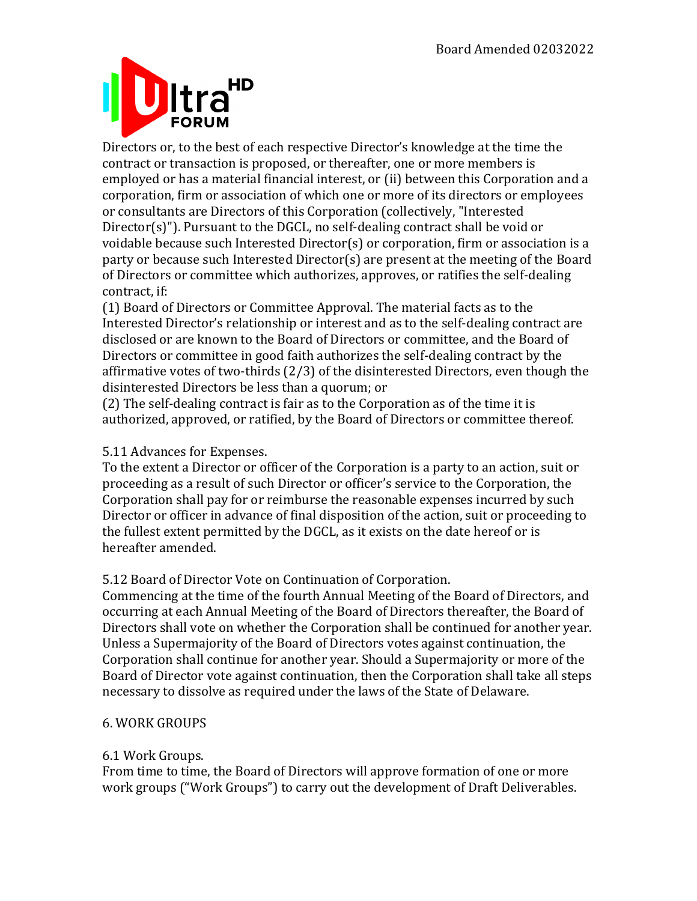Directors or, to the best of each respective Director's knowledge at the time the contract or transaction is proposed, or thereafter, one or more members is employed or has a material financial interest, or (ii) between this Corporation and a corporation, firm or association of which one or more of its directors or employees or consultants are Directors of this Corporation (collectively, "Interested Director(s)"). Pursuant to the DGCL, no self-dealing contract shall be void or voidable because such Interested Director(s) or corporation, firm or association is a party or because such Interested Director(s) are present at the meeting of the Board of Directors or committee which authorizes, approves, or ratifies the self-dealing contract, if:

(1) Board of Directors or Committee Approval. The material facts as to the Interested Director's relationship or interest and as to the self-dealing contract are disclosed or are known to the Board of Directors or committee, and the Board of Directors or committee in good faith authorizes the self-dealing contract by the affirmative votes of two-thirds (2/3) of the disinterested Directors, even though the disinterested Directors be less than a quorum; or

(2) The self-dealing contract is fair as to the Corporation as of the time it is authorized, approved, or ratified, by the Board of Directors or committee thereof.

5.11 Advances for Expenses.

To the extent a Director or officer of the Corporation is a party to an action, suit or proceeding as a result of such Director or officer's service to the Corporation, the Corporation shall pay for or reimburse the reasonable expenses incurred by such Director or officer in advance of final disposition of the action, suit or proceeding to the fullest extent permitted by the DGCL, as it exists on the date hereof or is hereafter amended.

5.12 Board of Director Vote on Continuation of Corporation.

Commencing at the time of the fourth Annual Meeting of the Board of Directors, and occurring at each Annual Meeting of the Board of Directors thereafter, the Board of Directors shall vote on whether the Corporation shall be continued for another year. Unless a Supermajority of the Board of Directors votes against continuation, the Corporation shall continue for another year. Should a Supermajority or more of the Board of Director vote against continuation, then the Corporation shall take all steps necessary to dissolve as required under the laws of the State of Delaware.

6. WORK GROUPS

6.1 Work Groups.

From time to time, the Board of Directors will approve formation of one or more work groups ("Work Groups") to carry out the development of Draft Deliverables.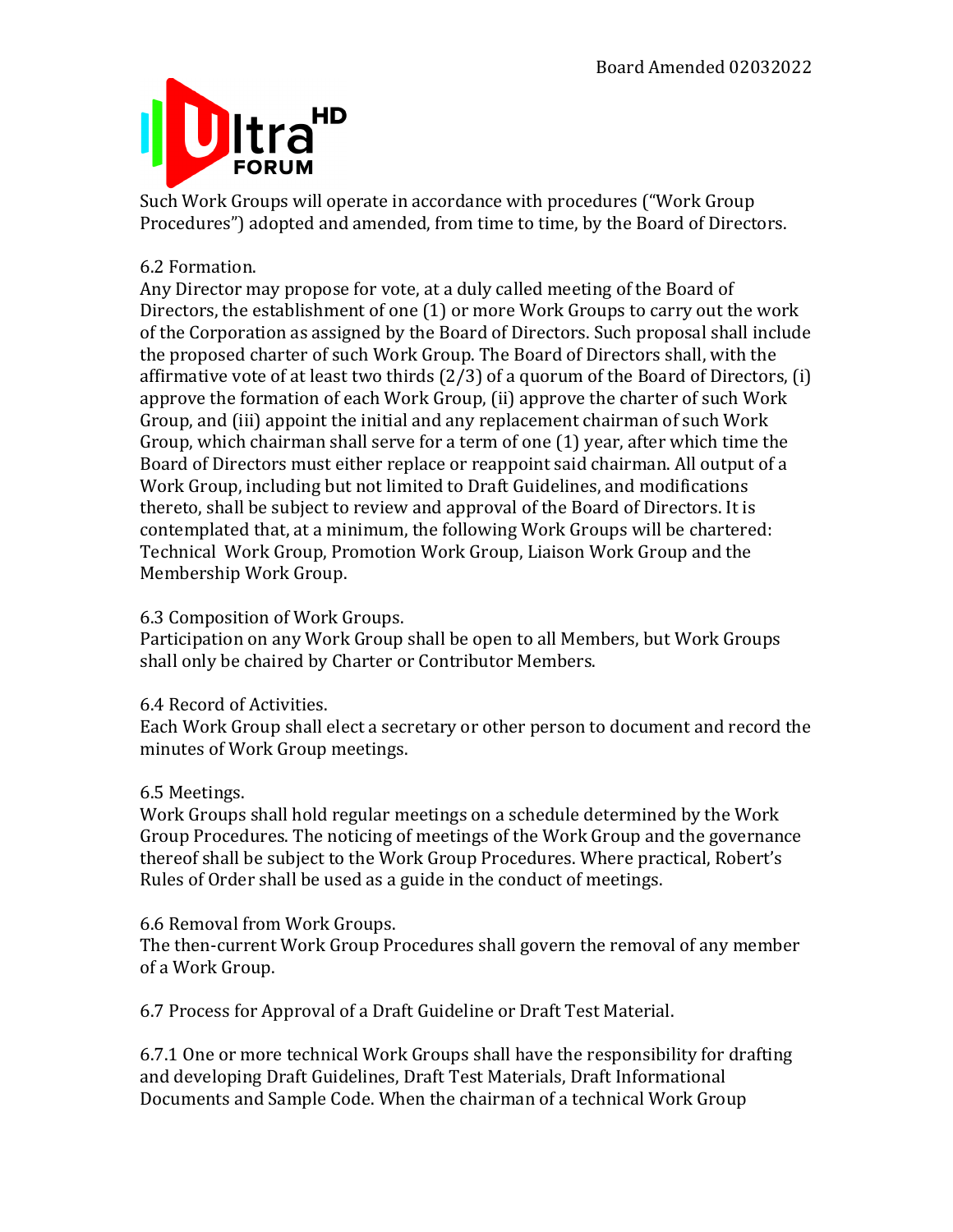Such Work Groups will operate in accordance with procedures ("Work Group Procedures") adopted and amended, from time to time, by the Board of Directors.

6.2 Formation.

Any Director may propose for vote, at a duly called meeting of the Board of Directors, the establishment of one (1) or more Work Groups to carry out the work of the Corporation as assigned by the Board of Directors. Such proposal shall include the proposed charter of such Work Group. The Board of Directors shall, with the affirmative vote of at least two thirds (2/3) of a quorum of the Board of Directors, (i) approve the formation of each Work Group, (ii) approve the charter of such Work Group, and (iii) appoint the initial and any replacement chairman of such Work Group, which chairman shall serve for a term of one (1) year, after which time the Board of Directors must either replace or reappoint said chairman. All output of a Work Group, including but not limited to Draft Guidelines, and modifications thereto, shall be subject to review and approval of the Board of Directors. It is contemplated that, at a minimum, the following Work Groups will be chartered: Technical Work Group, Promotion Work Group, Liaison Work Group and the Membership Work Group.

6.3 Composition of Work Groups.

Participation on any Work Group shall be open to all Members, but Work Groups shall only be chaired by Charter or Contributor Members.

6.4 Record of Activities.

Each Work Group shall elect a secretary or other person to document and record the minutes of Work Group meetings.

6.5 Meetings.

Work Groups shall hold regular meetings on a schedule determined by the Work Group Procedures. The noticing of meetings of the Work Group and the governance thereof shall be subject to the Work Group Procedures. Where practical, Robert's Rules of Order shall be used as a guide in the conduct of meetings.

6.6 Removal from Work Groups.

The then-current Work Group Procedures shall govern the removal of any member of a Work Group.

6.7 Process for Approval of a Draft Guideline or Draft Test Material.

6.7.1 One or more technical Work Groups shall have the responsibility for drafting and developing Draft Guidelines, Draft Test Materials, Draft Informational Documents and Sample Code. When the chairman of a technical Work Group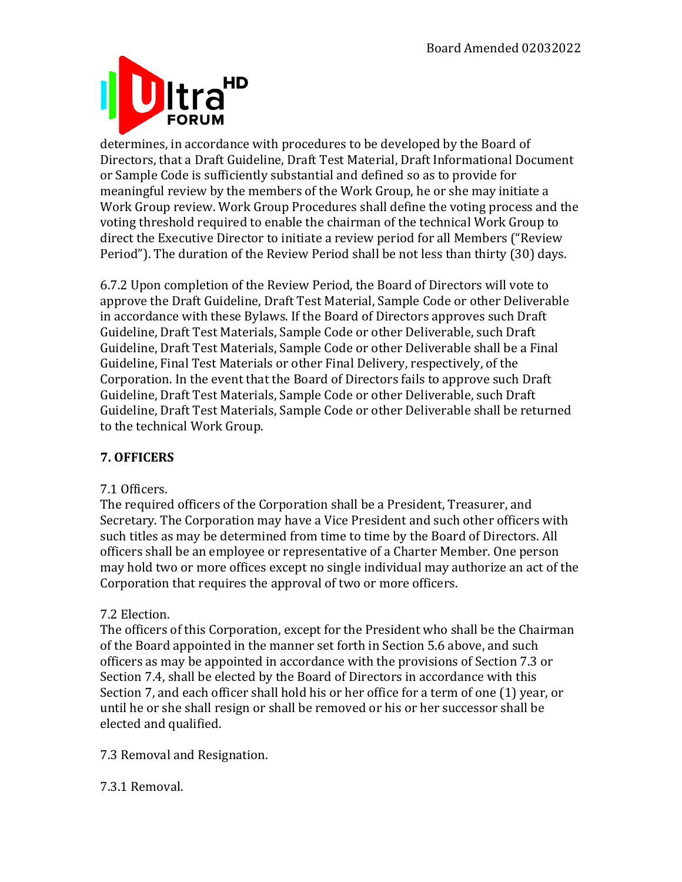determines, in accordance with procedures to be developed by the Board of Directors, that a Draft Guideline, Draft Test Material, Draft Informational Document or Sample Code is sufficiently substantial and defined so as to provide for meaningful review by the members of the Work Group, he or she may initiate a Work Group review. Work Group Procedures shall define the voting process and the voting threshold required to enable the chairman of the technical Work Group to direct the Executive Director to initiate a review period for all Members ("Review Period"). The duration of the Review Period shall be not less than thirty (30) days.

6.7.2 Upon completion of the Review Period, the Board of Directors will vote to approve the Draft Guideline, Draft Test Material, Sample Code or other Deliverable in accordance with these Bylaws. If the Board of Directors approves such Draft Guideline, Draft Test Materials, Sample Code or other Deliverable, such Draft Guideline, Draft Test Materials, Sample Code or other Deliverable shall be a Final Guideline, Final Test Materials or other Final Delivery, respectively, of the Corporation. In the event that the Board of Directors fails to approve such Draft Guideline, Draft Test Materials, Sample Code or other Deliverable, such Draft Guideline, Draft Test Materials, Sample Code or other Deliverable shall be returned to the technical Work Group.

## 7. OFFICERS

7.1 Officers.
The required officers of the Corporation shall be a President, Treasurer, and Secretary. The Corporation may have a Vice President and such other officers with such titles as may be determined from time to time by the Board of Directors. All officers shall be an employee or representative of a Charter Member. One person may hold two or more offices except no single individual may authorize an act of the Corporation that requires the approval of two or more officers.

7.2 Election.
The officers of this Corporation, except for the President who shall be the Chairman of the Board appointed in the manner set forth in Section 5.6 above, and such officers as may be appointed in accordance with the provisions of Section 7.3 or Section 7.4, shall be elected by the Board of Directors in accordance with this Section 7, and each officer shall hold his or her office for a term of one (1) year, or until he or she shall resign or shall be removed or his or her successor shall be elected and qualified.

7.3 Removal and Resignation.

7.3.1 Removal.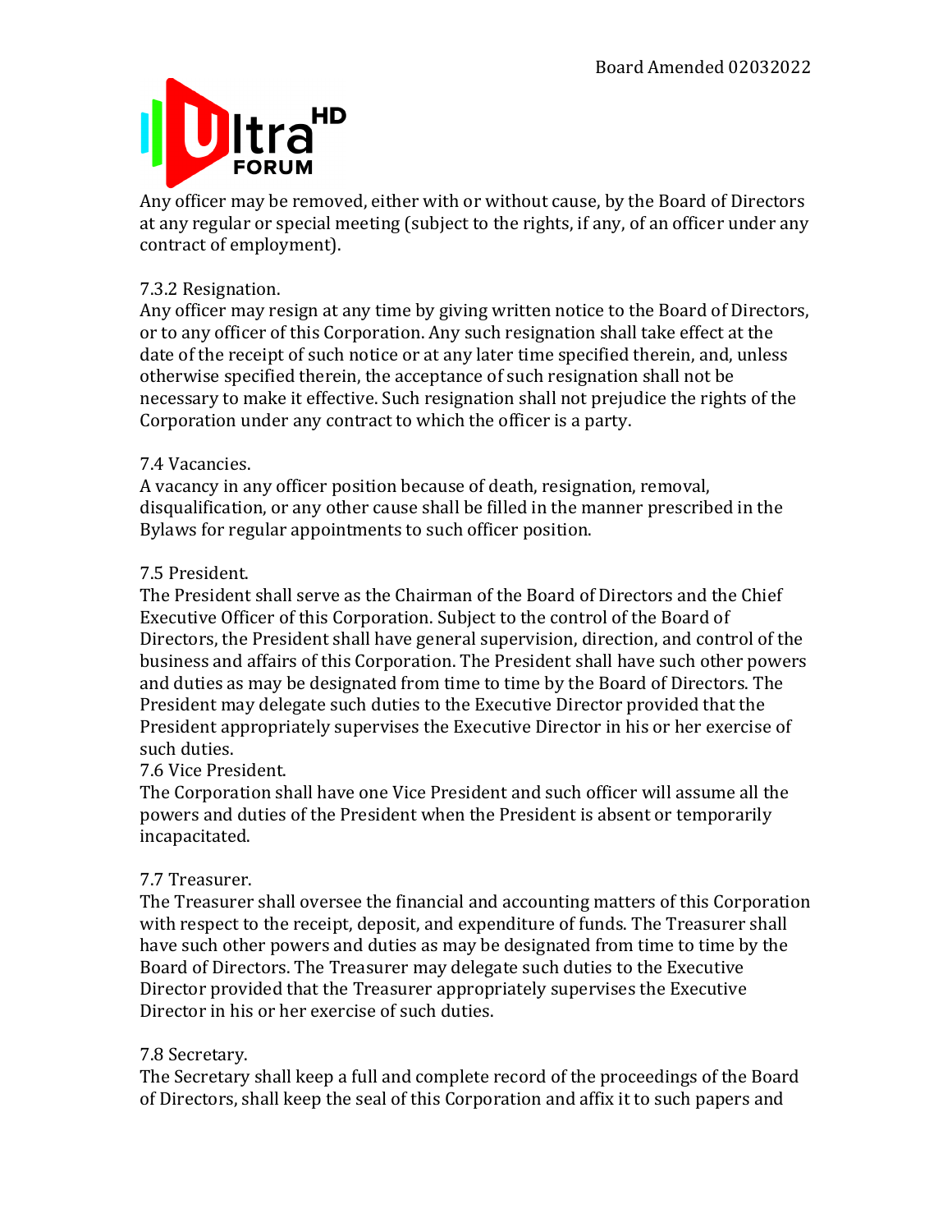Any officer may be removed, either with or without cause, by the Board of Directors at any regular or special meeting (subject to the rights, if any, of an officer under any contract of employment).

7.3.2 Resignation.

Any officer may resign at any time by giving written notice to the Board of Directors, or to any officer of this Corporation. Any such resignation shall take effect at the date of the receipt of such notice or at any later time specified therein, and, unless otherwise specified therein, the acceptance of such resignation shall not be necessary to make it effective. Such resignation shall not prejudice the rights of the Corporation under any contract to which the officer is a party.

7.4 Vacancies.

A vacancy in any officer position because of death, resignation, removal, disqualification, or any other cause shall be filled in the manner prescribed in the Bylaws for regular appointments to such officer position.

7.5 President.

The President shall serve as the Chairman of the Board of Directors and the Chief Executive Officer of this Corporation. Subject to the control of the Board of Directors, the President shall have general supervision, direction, and control of the business and affairs of this Corporation. The President shall have such other powers and duties as may be designated from time to time by the Board of Directors. The President may delegate such duties to the Executive Director provided that the President appropriately supervises the Executive Director in his or her exercise of such duties.

7.6 Vice President.

The Corporation shall have one Vice President and such officer will assume all the powers and duties of the President when the President is absent or temporarily incapacitated.

7.7 Treasurer.

The Treasurer shall oversee the financial and accounting matters of this Corporation with respect to the receipt, deposit, and expenditure of funds. The Treasurer shall have such other powers and duties as may be designated from time to time by the Board of Directors. The Treasurer may delegate such duties to the Executive Director provided that the Treasurer appropriately supervises the Executive Director in his or her exercise of such duties.

7.8 Secretary.

The Secretary shall keep a full and complete record of the proceedings of the Board of Directors, shall keep the seal of this Corporation and affix it to such papers and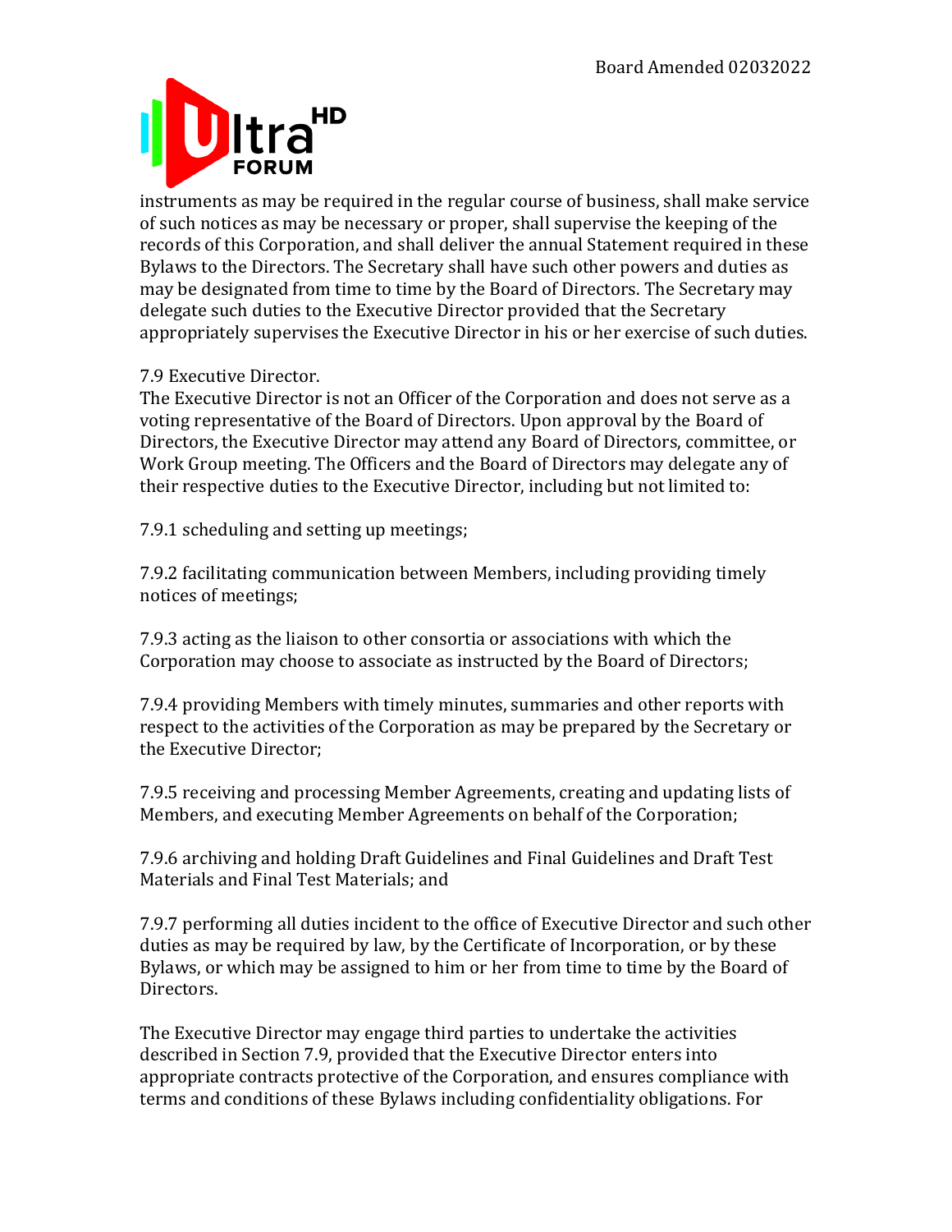instruments as may be required in the regular course of business, shall make service of such notices as may be necessary or proper, shall supervise the keeping of the records of this Corporation, and shall deliver the annual Statement required in these Bylaws to the Directors. The Secretary shall have such other powers and duties as may be designated from time to time by the Board of Directors. The Secretary may delegate such duties to the Executive Director provided that the Secretary appropriately supervises the Executive Director in his or her exercise of such duties.

7.9 Executive Director.

The Executive Director is not an Officer of the Corporation and does not serve as a voting representative of the Board of Directors. Upon approval by the Board of Directors, the Executive Director may attend any Board of Directors, committee, or Work Group meeting. The Officers and the Board of Directors may delegate any of their respective duties to the Executive Director, including but not limited to:

7.9.1 scheduling and setting up meetings;

7.9.2 facilitating communication between Members, including providing timely notices of meetings;

7.9.3 acting as the liaison to other consortia or associations with which the Corporation may choose to associate as instructed by the Board of Directors;

7.9.4 providing Members with timely minutes, summaries and other reports with respect to the activities of the Corporation as may be prepared by the Secretary or the Executive Director;

7.9.5 receiving and processing Member Agreements, creating and updating lists of Members, and executing Member Agreements on behalf of the Corporation;

7.9.6 archiving and holding Draft Guidelines and Final Guidelines and Draft Test Materials and Final Test Materials; and

7.9.7 performing all duties incident to the office of Executive Director and such other duties as may be required by law, by the Certificate of Incorporation, or by these Bylaws, or which may be assigned to him or her from time to time by the Board of Directors.

The Executive Director may engage third parties to undertake the activities described in Section 7.9, provided that the Executive Director enters into appropriate contracts protective of the Corporation, and ensures compliance with terms and conditions of these Bylaws including confidentiality obligations. For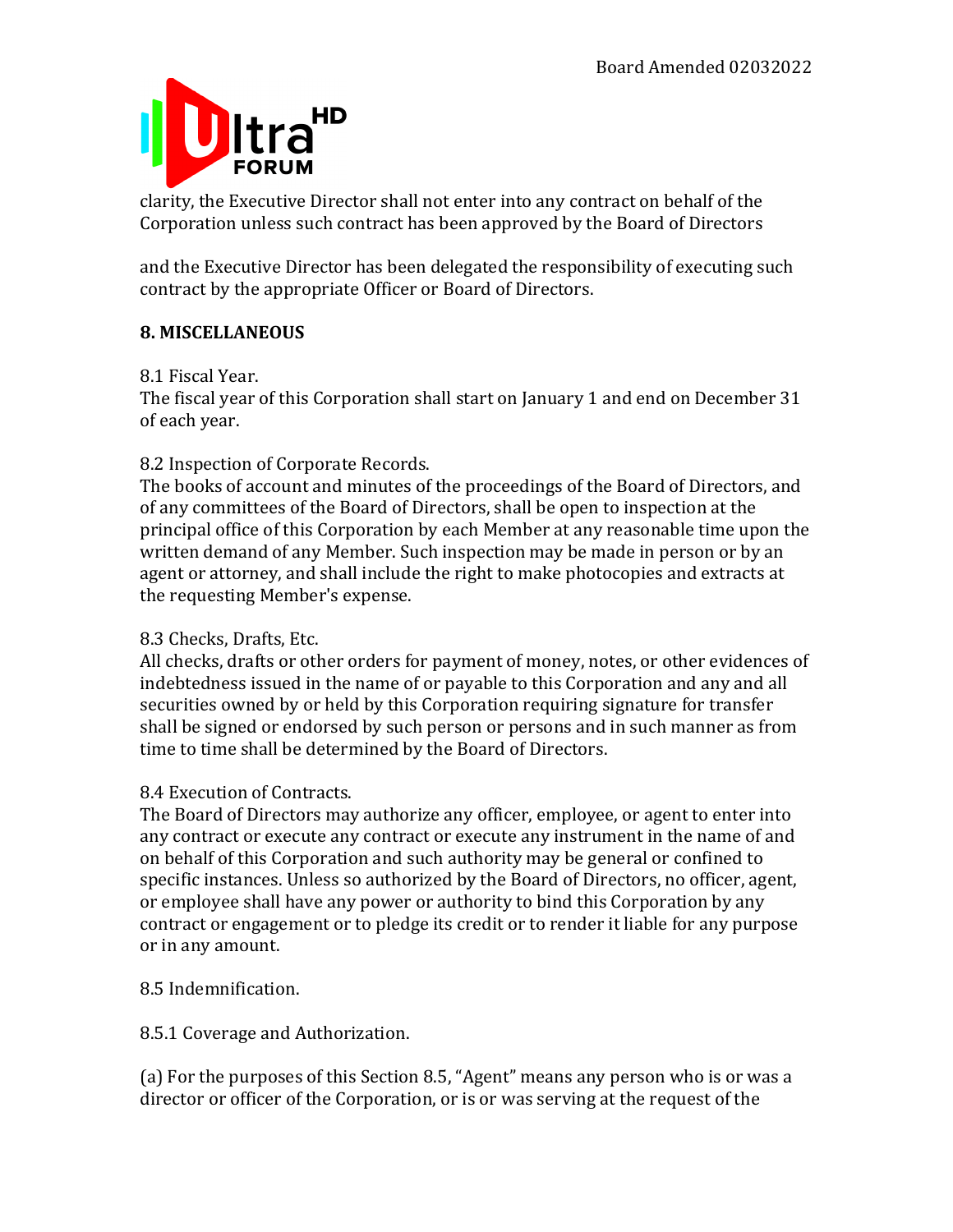clarity, the Executive Director shall not enter into any contract on behalf of the Corporation unless such contract has been approved by the Board of Directors

and the Executive Director has been delegated the responsibility of executing such contract by the appropriate Officer or Board of Directors.

## 8. MISCELLANEOUS

8.1 Fiscal Year.
The fiscal year of this Corporation shall start on January 1 and end on December 31 of each year.

8.2 Inspection of Corporate Records.
The books of account and minutes of the proceedings of the Board of Directors, and of any committees of the Board of Directors, shall be open to inspection at the principal office of this Corporation by each Member at any reasonable time upon the written demand of any Member. Such inspection may be made in person or by an agent or attorney, and shall include the right to make photocopies and extracts at the requesting Member's expense.

8.3 Checks, Drafts, Etc.
All checks, drafts or other orders for payment of money, notes, or other evidences of indebtedness issued in the name of or payable to this Corporation and any and all securities owned by or held by this Corporation requiring signature for transfer shall be signed or endorsed by such person or persons and in such manner as from time to time shall be determined by the Board of Directors.

8.4 Execution of Contracts.
The Board of Directors may authorize any officer, employee, or agent to enter into any contract or execute any contract or execute any instrument in the name of and on behalf of this Corporation and such authority may be general or confined to specific instances. Unless so authorized by the Board of Directors, no officer, agent, or employee shall have any power or authority to bind this Corporation by any contract or engagement or to pledge its credit or to render it liable for any purpose or in any amount.

8.5 Indemnification.

8.5.1 Coverage and Authorization.

(a) For the purposes of this Section 8.5, "Agent" means any person who is or was a director or officer of the Corporation, or is or was serving at the request of the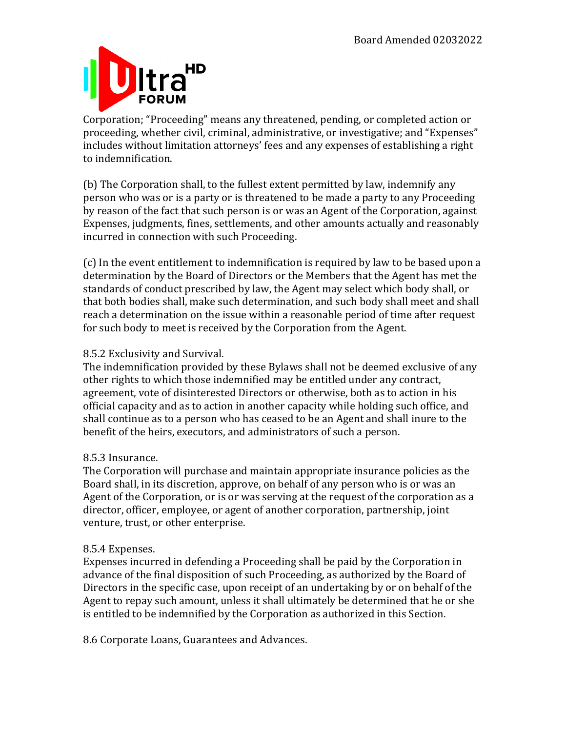Corporation; "Proceeding" means any threatened, pending, or completed action or proceeding, whether civil, criminal, administrative, or investigative; and "Expenses" includes without limitation attorneys' fees and any expenses of establishing a right to indemnification.

(b) The Corporation shall, to the fullest extent permitted by law, indemnify any person who was or is a party or is threatened to be made a party to any Proceeding by reason of the fact that such person is or was an Agent of the Corporation, against Expenses, judgments, fines, settlements, and other amounts actually and reasonably incurred in connection with such Proceeding.

(c) In the event entitlement to indemnification is required by law to be based upon a determination by the Board of Directors or the Members that the Agent has met the standards of conduct prescribed by law, the Agent may select which body shall, or that both bodies shall, make such determination, and such body shall meet and shall reach a determination on the issue within a reasonable period of time after request for such body to meet is received by the Corporation from the Agent.

8.5.2 Exclusivity and Survival.
The indemnification provided by these Bylaws shall not be deemed exclusive of any other rights to which those indemnified may be entitled under any contract, agreement, vote of disinterested Directors or otherwise, both as to action in his official capacity and as to action in another capacity while holding such office, and shall continue as to a person who has ceased to be an Agent and shall inure to the benefit of the heirs, executors, and administrators of such a person.

8.5.3 Insurance.
The Corporation will purchase and maintain appropriate insurance policies as the Board shall, in its discretion, approve, on behalf of any person who is or was an Agent of the Corporation, or is or was serving at the request of the corporation as a director, officer, employee, or agent of another corporation, partnership, joint venture, trust, or other enterprise.

8.5.4 Expenses.
Expenses incurred in defending a Proceeding shall be paid by the Corporation in advance of the final disposition of such Proceeding, as authorized by the Board of Directors in the specific case, upon receipt of an undertaking by or on behalf of the Agent to repay such amount, unless it shall ultimately be determined that he or she is entitled to be indemnified by the Corporation as authorized in this Section.

8.6 Corporate Loans, Guarantees and Advances.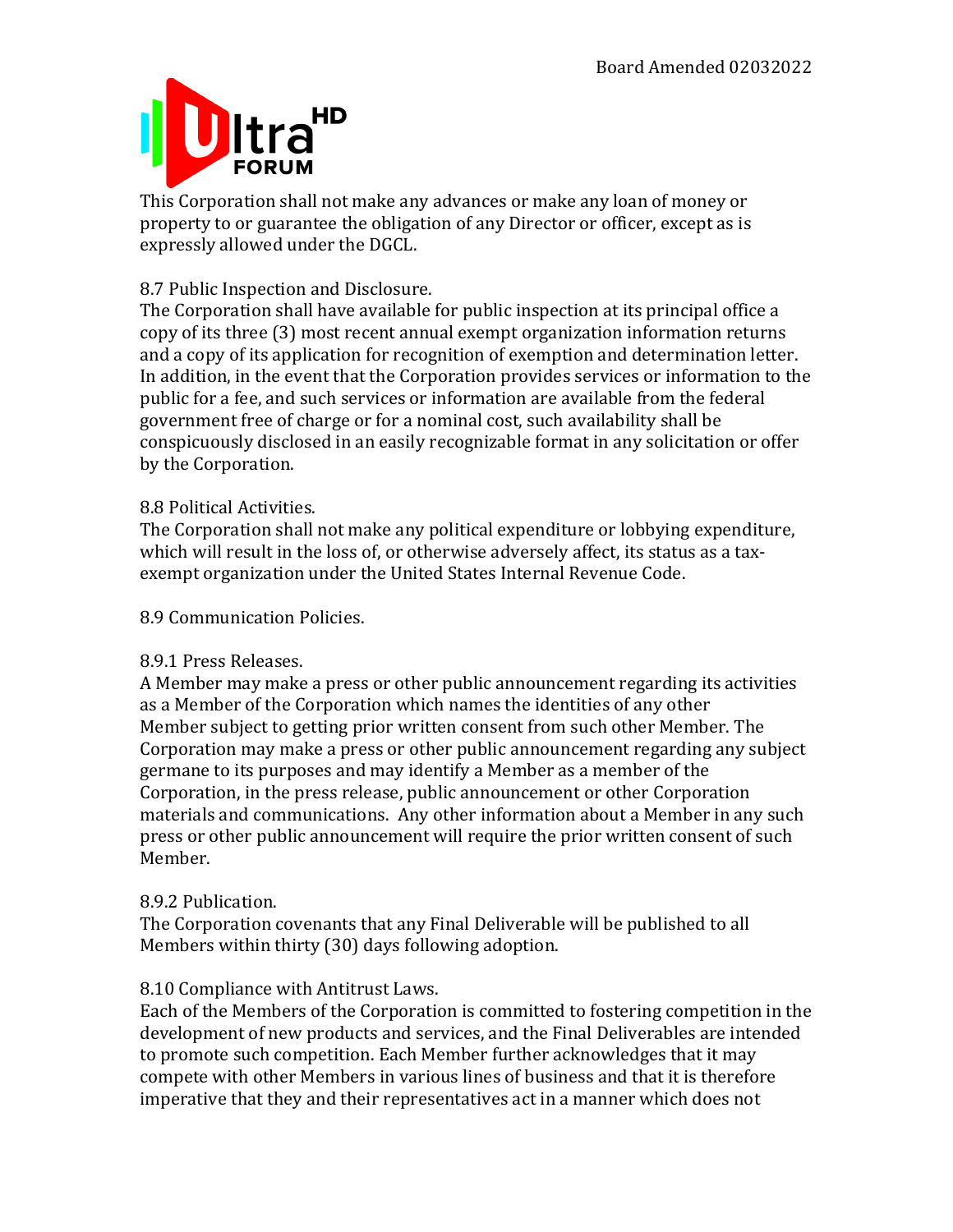This Corporation shall not make any advances or make any loan of money or property to or guarantee the obligation of any Director or officer, except as is expressly allowed under the DGCL.

8.7 Public Inspection and Disclosure.

The Corporation shall have available for public inspection at its principal office a copy of its three (3) most recent annual exempt organization information returns and a copy of its application for recognition of exemption and determination letter. In addition, in the event that the Corporation provides services or information to the public for a fee, and such services or information are available from the federal government free of charge or for a nominal cost, such availability shall be conspicuously disclosed in an easily recognizable format in any solicitation or offer by the Corporation.

8.8 Political Activities.

The Corporation shall not make any political expenditure or lobbying expenditure, which will result in the loss of, or otherwise adversely affect, its status as a tax-exempt organization under the United States Internal Revenue Code.

8.9 Communication Policies.

8.9.1 Press Releases.

A Member may make a press or other public announcement regarding its activities as a Member of the Corporation which names the identities of any other Member subject to getting prior written consent from such other Member. The Corporation may make a press or other public announcement regarding any subject germane to its purposes and may identify a Member as a member of the Corporation, in the press release, public announcement or other Corporation materials and communications. Any other information about a Member in any such press or other public announcement will require the prior written consent of such Member.

8.9.2 Publication.

The Corporation covenants that any Final Deliverable will be published to all Members within thirty (30) days following adoption.

8.10 Compliance with Antitrust Laws.

Each of the Members of the Corporation is committed to fostering competition in the development of new products and services, and the Final Deliverables are intended to promote such competition. Each Member further acknowledges that it may compete with other Members in various lines of business and that it is therefore imperative that they and their representatives act in a manner which does not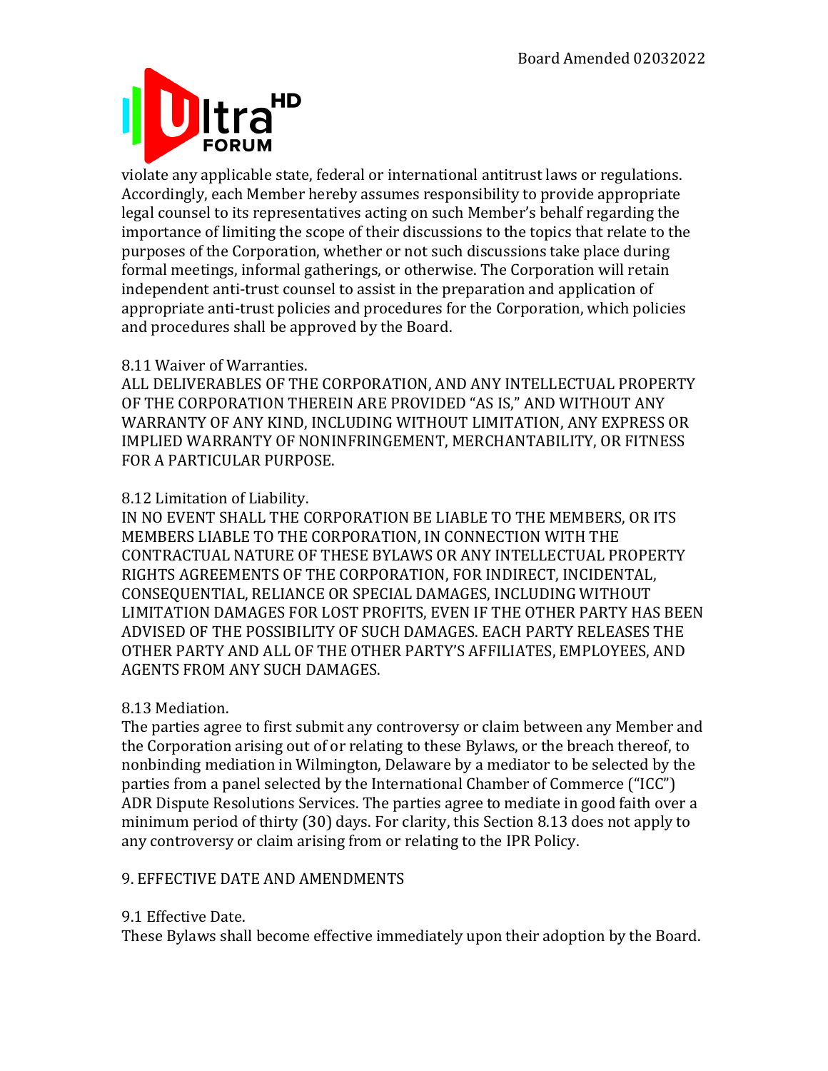violate any applicable state, federal or international antitrust laws or regulations. Accordingly, each Member hereby assumes responsibility to provide appropriate legal counsel to its representatives acting on such Member's behalf regarding the importance of limiting the scope of their discussions to the topics that relate to the purposes of the Corporation, whether or not such discussions take place during formal meetings, informal gatherings, or otherwise. The Corporation will retain independent anti-trust counsel to assist in the preparation and application of appropriate anti-trust policies and procedures for the Corporation, which policies and procedures shall be approved by the Board.

8.11 Waiver of Warranties.

ALL DELIVERABLES OF THE CORPORATION, AND ANY INTELLECTUAL PROPERTY OF THE CORPORATION THEREIN ARE PROVIDED "AS IS," AND WITHOUT ANY WARRANTY OF ANY KIND, INCLUDING WITHOUT LIMITATION, ANY EXPRESS OR IMPLIED WARRANTY OF NONINFRINGEMENT, MERCHANTABILITY, OR FITNESS FOR A PARTICULAR PURPOSE.

8.12 Limitation of Liability.

IN NO EVENT SHALL THE CORPORATION BE LIABLE TO THE MEMBERS, OR ITS MEMBERS LIABLE TO THE CORPORATION, IN CONNECTION WITH THE CONTRACTUAL NATURE OF THESE BYLAWS OR ANY INTELLECTUAL PROPERTY RIGHTS AGREEMENTS OF THE CORPORATION, FOR INDIRECT, INCIDENTAL, CONSEQUENTIAL, RELIANCE OR SPECIAL DAMAGES, INCLUDING WITHOUT LIMITATION DAMAGES FOR LOST PROFITS, EVEN IF THE OTHER PARTY HAS BEEN ADVISED OF THE POSSIBILITY OF SUCH DAMAGES. EACH PARTY RELEASES THE OTHER PARTY AND ALL OF THE OTHER PARTY'S AFFILIATES, EMPLOYEES, AND AGENTS FROM ANY SUCH DAMAGES.

8.13 Mediation.

The parties agree to first submit any controversy or claim between any Member and the Corporation arising out of or relating to these Bylaws, or the breach thereof, to nonbinding mediation in Wilmington, Delaware by a mediator to be selected by the parties from a panel selected by the International Chamber of Commerce ("ICC") ADR Dispute Resolutions Services. The parties agree to mediate in good faith over a minimum period of thirty (30) days. For clarity, this Section 8.13 does not apply to any controversy or claim arising from or relating to the IPR Policy.

## 9. EFFECTIVE DATE AND AMENDMENTS

9.1 Effective Date.

These Bylaws shall become effective immediately upon their adoption by the Board.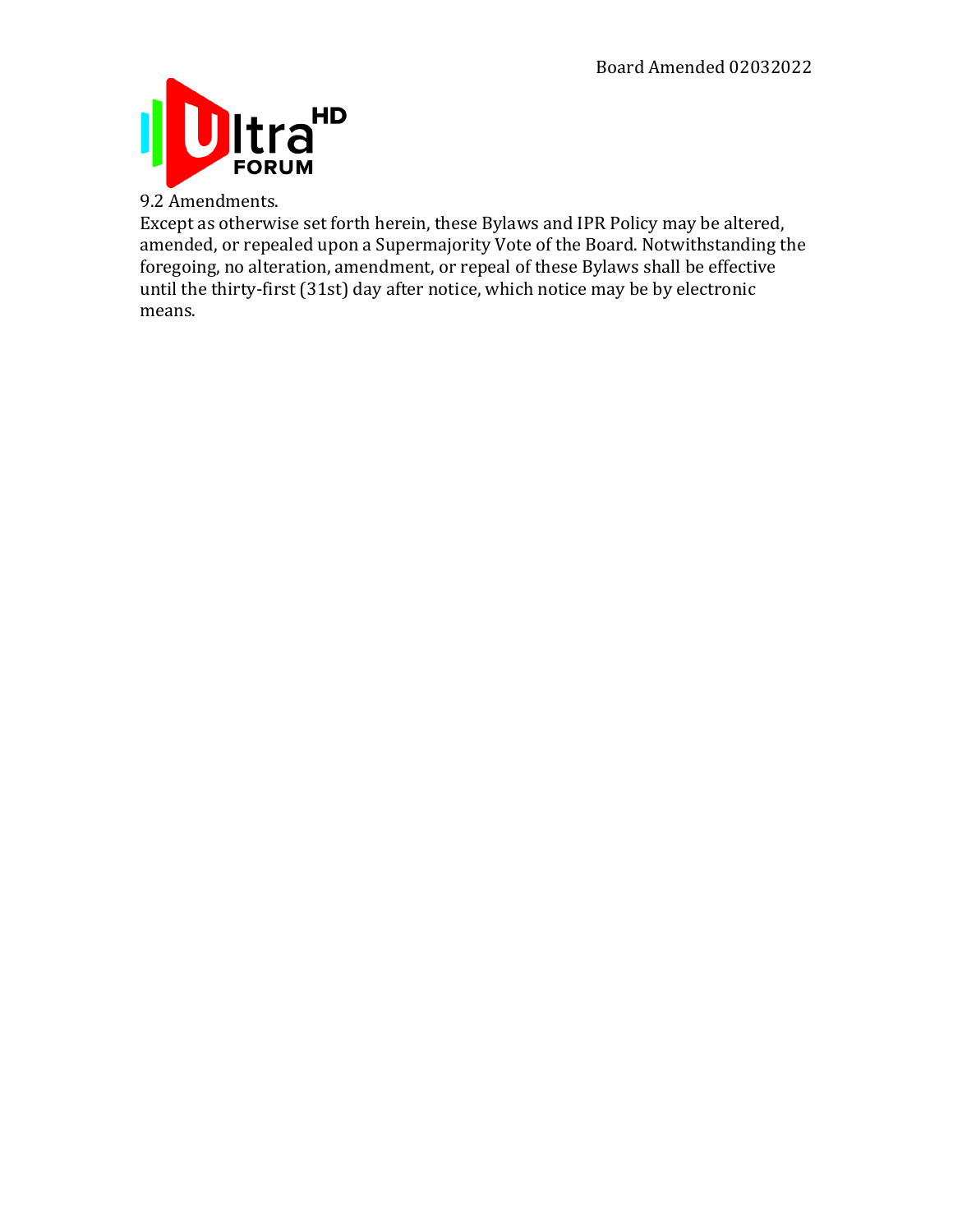9.2 Amendments.

Except as otherwise set forth herein, these Bylaws and IPR Policy may be altered, amended, or repealed upon a Supermajority Vote of the Board. Notwithstanding the foregoing, no alteration, amendment, or repeal of these Bylaws shall be effective until the thirty-first (31st) day after notice, which notice may be by electronic means.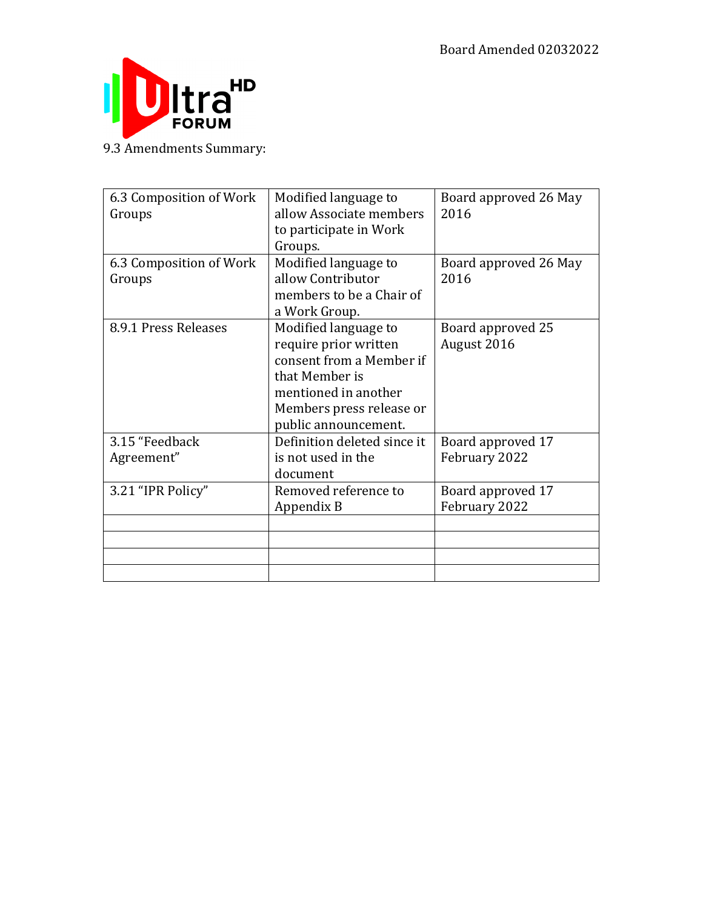9.3 Amendments Summary:

| | | |
|---|---|---|
| 6.3 Composition of Work Groups | Modified language to allow Associate members to participate in Work Groups. | Board approved 26 May 2016 |
| 6.3 Composition of Work Groups | Modified language to allow Contributor members to be a Chair of a Work Group. | Board approved 26 May 2016 |
| 8.9.1 Press Releases | Modified language to require prior written consent from a Member if that Member is mentioned in another Members press release or public announcement. | Board approved 25 August 2016 |
| 3.15 "Feedback Agreement" | Definition deleted since it is not used in the document | Board approved 17 February 2022 |
| 3.21 "IPR Policy" | Removed reference to Appendix B | Board approved 17 February 2022 |
| | | |
| | | |
| | | |
| | | |